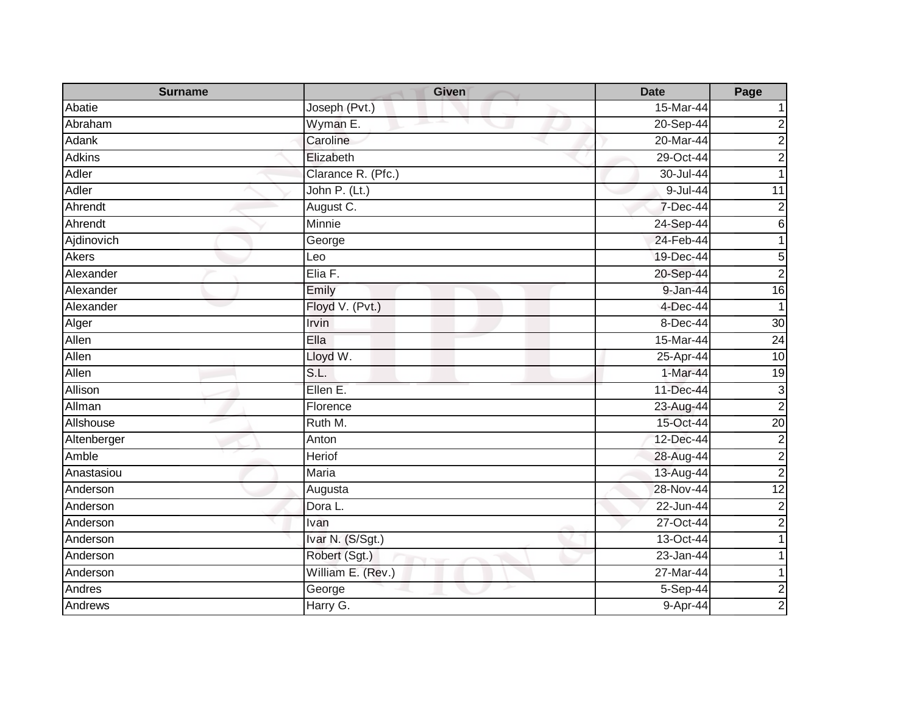| Surname | Given | Date | Page |
| --- | --- | --- | --- |
| Abatie | Joseph (Pvt.) | 15-Mar-44 | 1 |
| Abraham | Wyman E. | 20-Sep-44 | 2 |
| Adank | Caroline | 20-Mar-44 | 2 |
| Adkins | Elizabeth | 29-Oct-44 | 2 |
| Adler | Clarance R. (Pfc.) | 30-Jul-44 | 1 |
| Adler | John P. (Lt.) | 9-Jul-44 | 11 |
| Ahrendt | August C. | 7-Dec-44 | 2 |
| Ahrendt | Minnie | 24-Sep-44 | 6 |
| Ajdinovich | George | 24-Feb-44 | 1 |
| Akers | Leo | 19-Dec-44 | 5 |
| Alexander | Elia F. | 20-Sep-44 | 2 |
| Alexander | Emily | 9-Jan-44 | 16 |
| Alexander | Floyd V. (Pvt.) | 4-Dec-44 | 1 |
| Alger | Irvin | 8-Dec-44 | 30 |
| Allen | Ella | 15-Mar-44 | 24 |
| Allen | Lloyd W. | 25-Apr-44 | 10 |
| Allen | S.L. | 1-Mar-44 | 19 |
| Allison | Ellen E. | 11-Dec-44 | 3 |
| Allman | Florence | 23-Aug-44 | 2 |
| Allshouse | Ruth M. | 15-Oct-44 | 20 |
| Altenberger | Anton | 12-Dec-44 | 2 |
| Amble | Heriof | 28-Aug-44 | 2 |
| Anastasiou | Maria | 13-Aug-44 | 2 |
| Anderson | Augusta | 28-Nov-44 | 12 |
| Anderson | Dora L. | 22-Jun-44 | 2 |
| Anderson | Ivan | 27-Oct-44 | 2 |
| Anderson | Ivar N. (S/Sgt.) | 13-Oct-44 | 1 |
| Anderson | Robert (Sgt.) | 23-Jan-44 | 1 |
| Anderson | William E. (Rev.) | 27-Mar-44 | 1 |
| Andres | George | 5-Sep-44 | 2 |
| Andrews | Harry G. | 9-Apr-44 | 2 |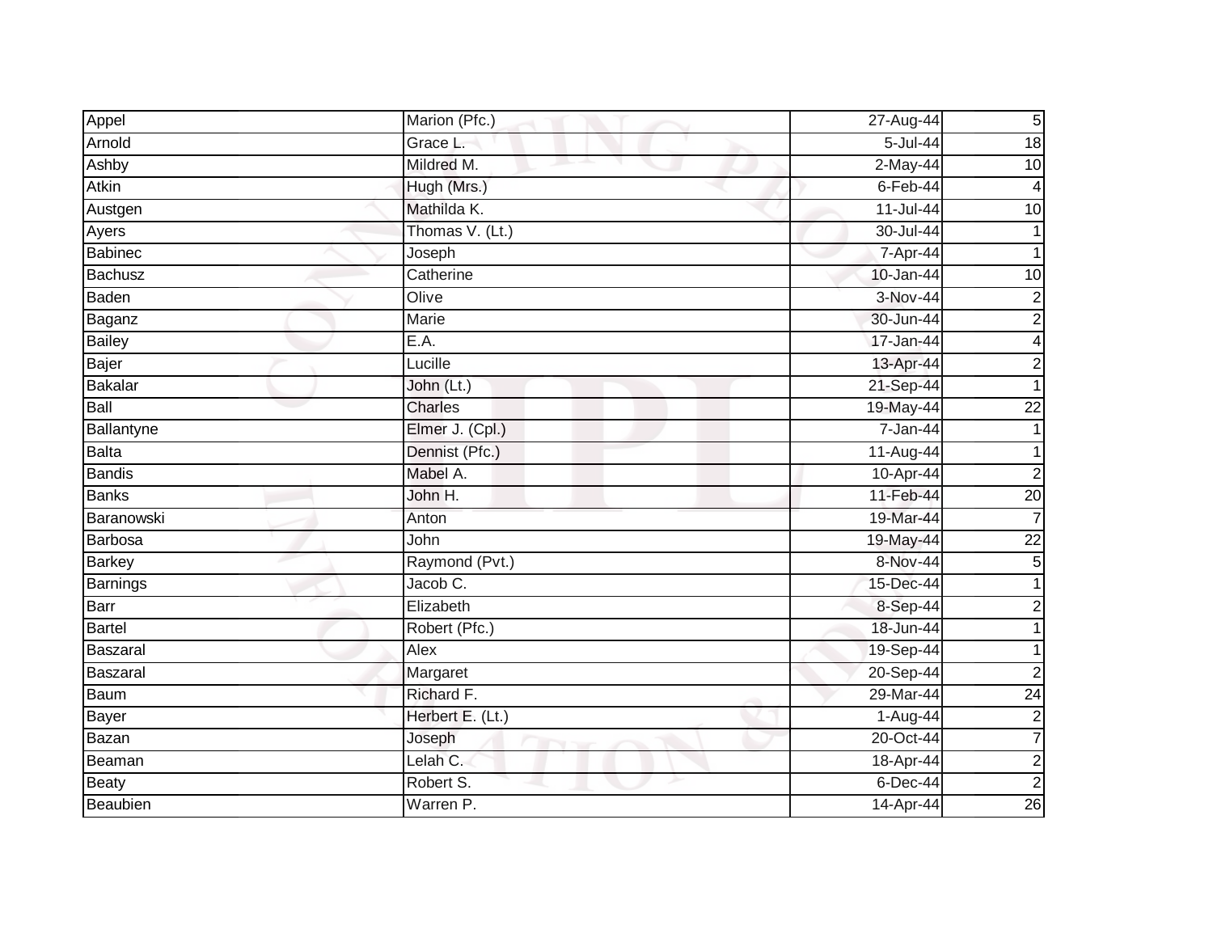| | | | |
|---|---|---|---|
| Appel | Marion (Pfc.) | 27-Aug-44 | 5 |
| Arnold | Grace L. | 5-Jul-44 | 18 |
| Ashby | Mildred M. | 2-May-44 | 10 |
| Atkin | Hugh (Mrs.) | 6-Feb-44 | 4 |
| Austgen | Mathilda K. | 11-Jul-44 | 10 |
| Ayers | Thomas V. (Lt.) | 30-Jul-44 | 1 |
| Babinec | Joseph | 7-Apr-44 | 1 |
| Bachusz | Catherine | 10-Jan-44 | 10 |
| Baden | Olive | 3-Nov-44 | 2 |
| Baganz | Marie | 30-Jun-44 | 2 |
| Bailey | E.A. | 17-Jan-44 | 4 |
| Bajer | Lucille | 13-Apr-44 | 2 |
| Bakalar | John (Lt.) | 21-Sep-44 | 1 |
| Ball | Charles | 19-May-44 | 22 |
| Ballantyne | Elmer J. (Cpl.) | 7-Jan-44 | 1 |
| Balta | Dennist (Pfc.) | 11-Aug-44 | 1 |
| Bandis | Mabel A. | 10-Apr-44 | 2 |
| Banks | John H. | 11-Feb-44 | 20 |
| Baranowski | Anton | 19-Mar-44 | 7 |
| Barbosa | John | 19-May-44 | 22 |
| Barkey | Raymond (Pvt.) | 8-Nov-44 | 5 |
| Barnings | Jacob C. | 15-Dec-44 | 1 |
| Barr | Elizabeth | 8-Sep-44 | 2 |
| Bartel | Robert (Pfc.) | 18-Jun-44 | 1 |
| Baszaral | Alex | 19-Sep-44 | 1 |
| Baszaral | Margaret | 20-Sep-44 | 2 |
| Baum | Richard F. | 29-Mar-44 | 24 |
| Bayer | Herbert E. (Lt.) | 1-Aug-44 | 2 |
| Bazan | Joseph | 20-Oct-44 | 7 |
| Beaman | Lelah C. | 18-Apr-44 | 2 |
| Beaty | Robert S. | 6-Dec-44 | 2 |
| Beaubien | Warren P. | 14-Apr-44 | 26 |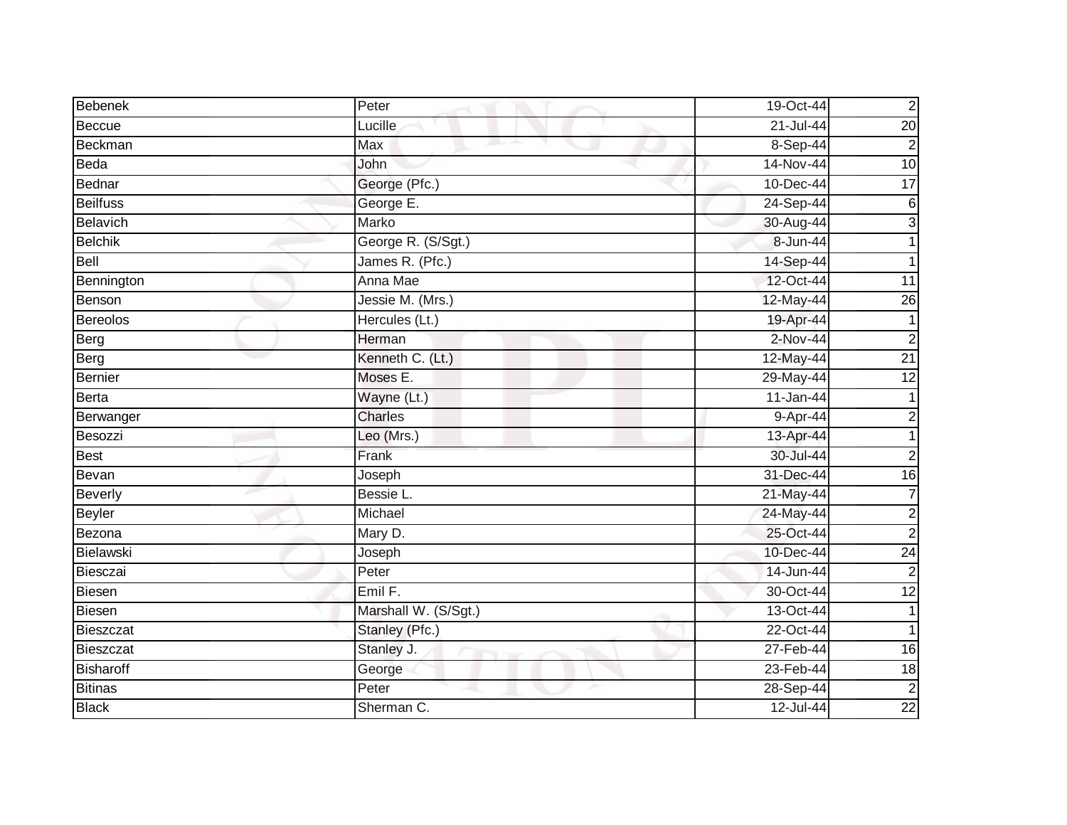| Bebenek | Peter | 19-Oct-44 | 2 |
|---|---|---|---|
| Beccue | Lucille | 21-Jul-44 | 20 |
| Beckman | Max | 8-Sep-44 | 2 |
| Beda | John | 14-Nov-44 | 10 |
| Bednar | George (Pfc.) | 10-Dec-44 | 17 |
| Beilfuss | George E. | 24-Sep-44 | 6 |
| Belavich | Marko | 30-Aug-44 | 3 |
| Belchik | George R. (S/Sgt.) | 8-Jun-44 | 1 |
| Bell | James R. (Pfc.) | 14-Sep-44 | 1 |
| Bennington | Anna Mae | 12-Oct-44 | 11 |
| Benson | Jessie M. (Mrs.) | 12-May-44 | 26 |
| Bereolos | Hercules (Lt.) | 19-Apr-44 | 1 |
| Berg | Herman | 2-Nov-44 | 2 |
| Berg | Kenneth C. (Lt.) | 12-May-44 | 21 |
| Bernier | Moses E. | 29-May-44 | 12 |
| Berta | Wayne (Lt.) | 11-Jan-44 | 1 |
| Berwanger | Charles | 9-Apr-44 | 2 |
| Besozzi | Leo (Mrs.) | 13-Apr-44 | 1 |
| Best | Frank | 30-Jul-44 | 2 |
| Bevan | Joseph | 31-Dec-44 | 16 |
| Beverly | Bessie L. | 21-May-44 | 7 |
| Beyler | Michael | 24-May-44 | 2 |
| Bezona | Mary D. | 25-Oct-44 | 2 |
| Bielawski | Joseph | 10-Dec-44 | 24 |
| Biesczai | Peter | 14-Jun-44 | 2 |
| Biesen | Emil F. | 30-Oct-44 | 12 |
| Biesen | Marshall W. (S/Sgt.) | 13-Oct-44 | 1 |
| Bieszczat | Stanley (Pfc.) | 22-Oct-44 | 1 |
| Bieszczat | Stanley J. | 27-Feb-44 | 16 |
| Bisharoff | George | 23-Feb-44 | 18 |
| Bitinas | Peter | 28-Sep-44 | 2 |
| Black | Sherman C. | 12-Jul-44 | 22 |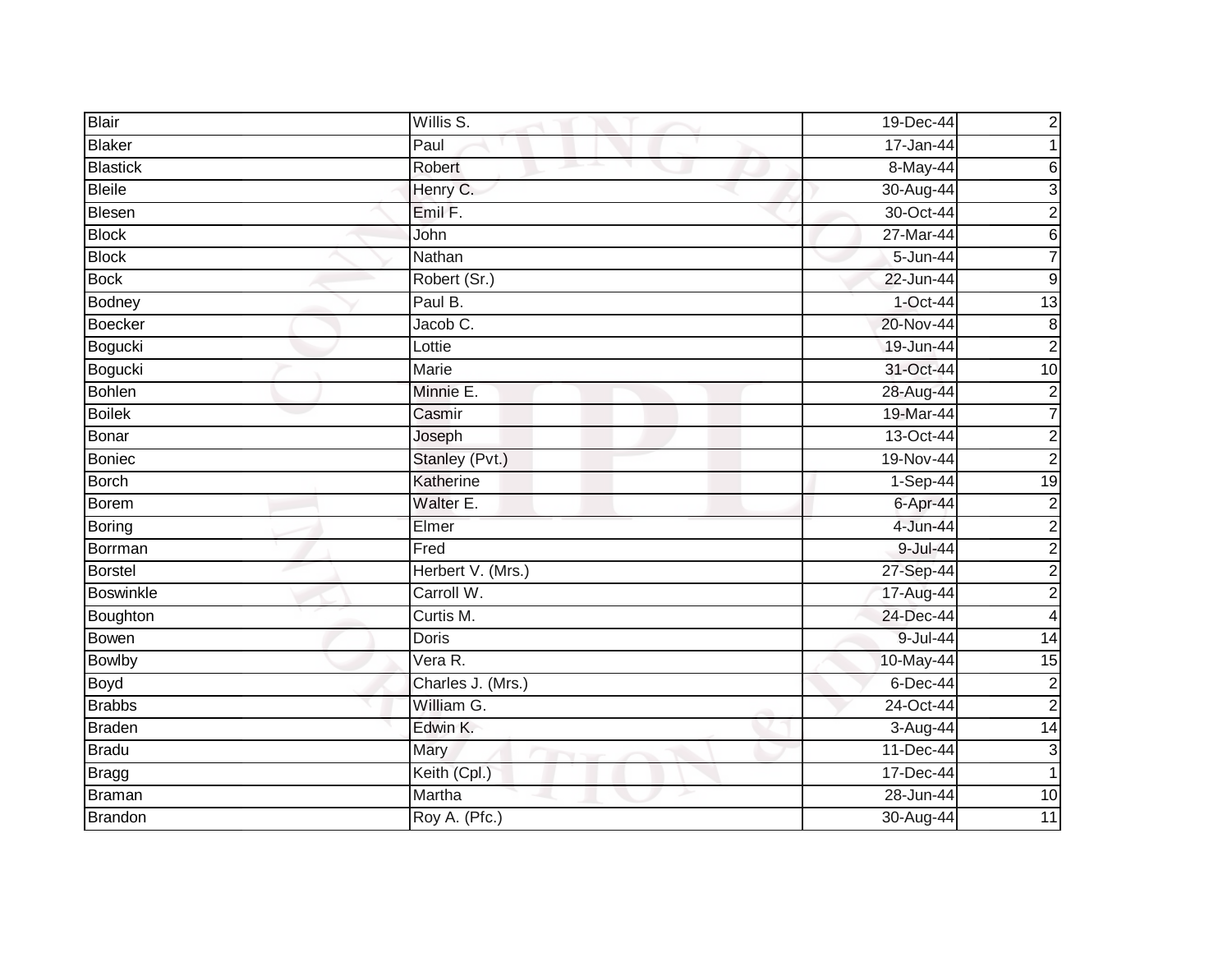| Blair | Willis S. | 19-Dec-44 | 2 |
|---|---|---|---|
| Blaker | Paul | 17-Jan-44 | 1 |
| Blastick | Robert | 8-May-44 | 6 |
| Bleile | Henry C. | 30-Aug-44 | 3 |
| Blesen | Emil F. | 30-Oct-44 | 2 |
| Block | John | 27-Mar-44 | 6 |
| Block | Nathan | 5-Jun-44 | 7 |
| Bock | Robert (Sr.) | 22-Jun-44 | 9 |
| Bodney | Paul B. | 1-Oct-44 | 13 |
| Boecker | Jacob C. | 20-Nov-44 | 8 |
| Bogucki | Lottie | 19-Jun-44 | 2 |
| Bogucki | Marie | 31-Oct-44 | 10 |
| Bohlen | Minnie E. | 28-Aug-44 | 2 |
| Boilek | Casmir | 19-Mar-44 | 7 |
| Bonar | Joseph | 13-Oct-44 | 2 |
| Boniec | Stanley (Pvt.) | 19-Nov-44 | 2 |
| Borch | Katherine | 1-Sep-44 | 19 |
| Borem | Walter E. | 6-Apr-44 | 2 |
| Boring | Elmer | 4-Jun-44 | 2 |
| Borrman | Fred | 9-Jul-44 | 2 |
| Borstel | Herbert V. (Mrs.) | 27-Sep-44 | 2 |
| Boswinkle | Carroll W. | 17-Aug-44 | 2 |
| Boughton | Curtis M. | 24-Dec-44 | 4 |
| Bowen | Doris | 9-Jul-44 | 14 |
| Bowlby | Vera R. | 10-May-44 | 15 |
| Boyd | Charles J. (Mrs.) | 6-Dec-44 | 2 |
| Brabbs | William G. | 24-Oct-44 | 2 |
| Braden | Edwin K. | 3-Aug-44 | 14 |
| Bradu | Mary | 11-Dec-44 | 3 |
| Bragg | Keith (Cpl.) | 17-Dec-44 | 1 |
| Braman | Martha | 28-Jun-44 | 10 |
| Brandon | Roy A. (Pfc.) | 30-Aug-44 | 11 |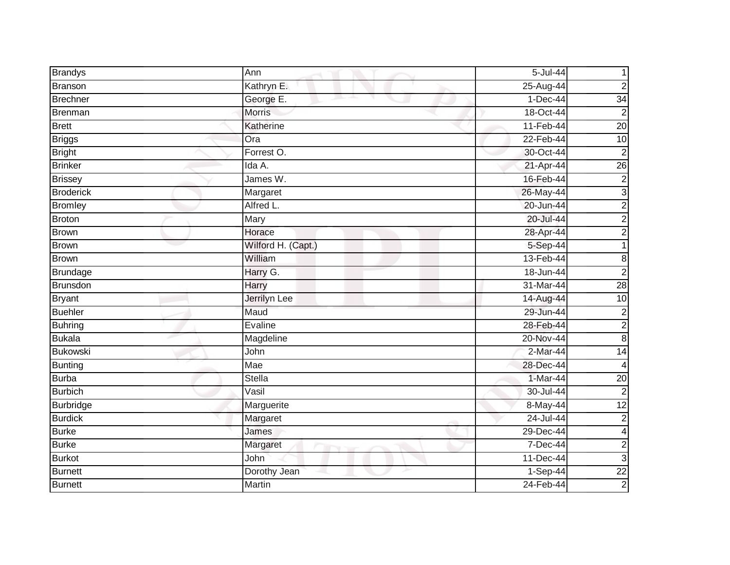| | | | |
|---|---|---|---|
| Brandys | Ann | 5-Jul-44 | 1 |
| Branson | Kathryn E. | 25-Aug-44 | 2 |
| Brechner | George E. | 1-Dec-44 | 34 |
| Brenman | Morris | 18-Oct-44 | 2 |
| Brett | Katherine | 11-Feb-44 | 20 |
| Briggs | Ora | 22-Feb-44 | 10 |
| Bright | Forrest O. | 30-Oct-44 | 2 |
| Brinker | Ida A. | 21-Apr-44 | 26 |
| Brissey | James W. | 16-Feb-44 | 2 |
| Broderick | Margaret | 26-May-44 | 3 |
| Bromley | Alfred L. | 20-Jun-44 | 2 |
| Broton | Mary | 20-Jul-44 | 2 |
| Brown | Horace | 28-Apr-44 | 2 |
| Brown | Wilford H. (Capt.) | 5-Sep-44 | 1 |
| Brown | William | 13-Feb-44 | 8 |
| Brundage | Harry G. | 18-Jun-44 | 2 |
| Brunsdon | Harry | 31-Mar-44 | 28 |
| Bryant | Jerrilyn Lee | 14-Aug-44 | 10 |
| Buehler | Maud | 29-Jun-44 | 2 |
| Buhring | Evaline | 28-Feb-44 | 2 |
| Bukala | Magdeline | 20-Nov-44 | 8 |
| Bukowski | John | 2-Mar-44 | 14 |
| Bunting | Mae | 28-Dec-44 | 4 |
| Burba | Stella | 1-Mar-44 | 20 |
| Burbich | Vasil | 30-Jul-44 | 2 |
| Burbridge | Marguerite | 8-May-44 | 12 |
| Burdick | Margaret | 24-Jul-44 | 2 |
| Burke | James | 29-Dec-44 | 4 |
| Burke | Margaret | 7-Dec-44 | 2 |
| Burkot | John | 11-Dec-44 | 3 |
| Burnett | Dorothy Jean | 1-Sep-44 | 22 |
| Burnett | Martin | 24-Feb-44 | 2 |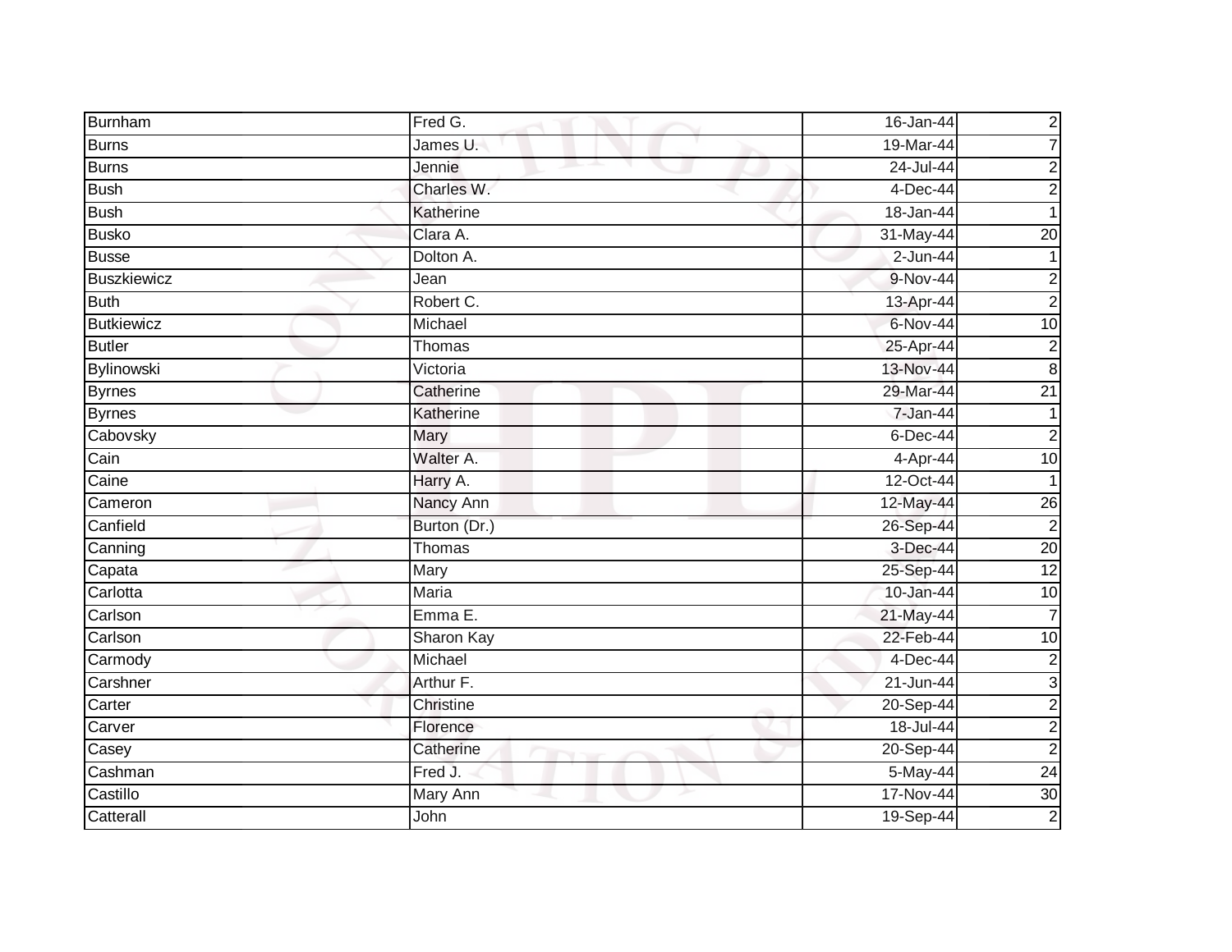| | | | |
|---|---|---|---|
| Burnham | Fred G. | 16-Jan-44 | 2 |
| Burns | James U. | 19-Mar-44 | 7 |
| Burns | Jennie | 24-Jul-44 | 2 |
| Bush | Charles W. | 4-Dec-44 | 2 |
| Bush | Katherine | 18-Jan-44 | 1 |
| Busko | Clara A. | 31-May-44 | 20 |
| Busse | Dolton A. | 2-Jun-44 | 1 |
| Buszkiewicz | Jean | 9-Nov-44 | 2 |
| Buth | Robert C. | 13-Apr-44 | 2 |
| Butkiewicz | Michael | 6-Nov-44 | 10 |
| Butler | Thomas | 25-Apr-44 | 2 |
| Bylinowski | Victoria | 13-Nov-44 | 8 |
| Byrnes | Catherine | 29-Mar-44 | 21 |
| Byrnes | Katherine | 7-Jan-44 | 1 |
| Cabovsky | Mary | 6-Dec-44 | 2 |
| Cain | Walter A. | 4-Apr-44 | 10 |
| Caine | Harry A. | 12-Oct-44 | 1 |
| Cameron | Nancy Ann | 12-May-44 | 26 |
| Canfield | Burton (Dr.) | 26-Sep-44 | 2 |
| Canning | Thomas | 3-Dec-44 | 20 |
| Capata | Mary | 25-Sep-44 | 12 |
| Carlotta | Maria | 10-Jan-44 | 10 |
| Carlson | Emma E. | 21-May-44 | 7 |
| Carlson | Sharon Kay | 22-Feb-44 | 10 |
| Carmody | Michael | 4-Dec-44 | 2 |
| Carshner | Arthur F. | 21-Jun-44 | 3 |
| Carter | Christine | 20-Sep-44 | 2 |
| Carver | Florence | 18-Jul-44 | 2 |
| Casey | Catherine | 20-Sep-44 | 2 |
| Cashman | Fred J. | 5-May-44 | 24 |
| Castillo | Mary Ann | 17-Nov-44 | 30 |
| Catterall | John | 19-Sep-44 | 2 |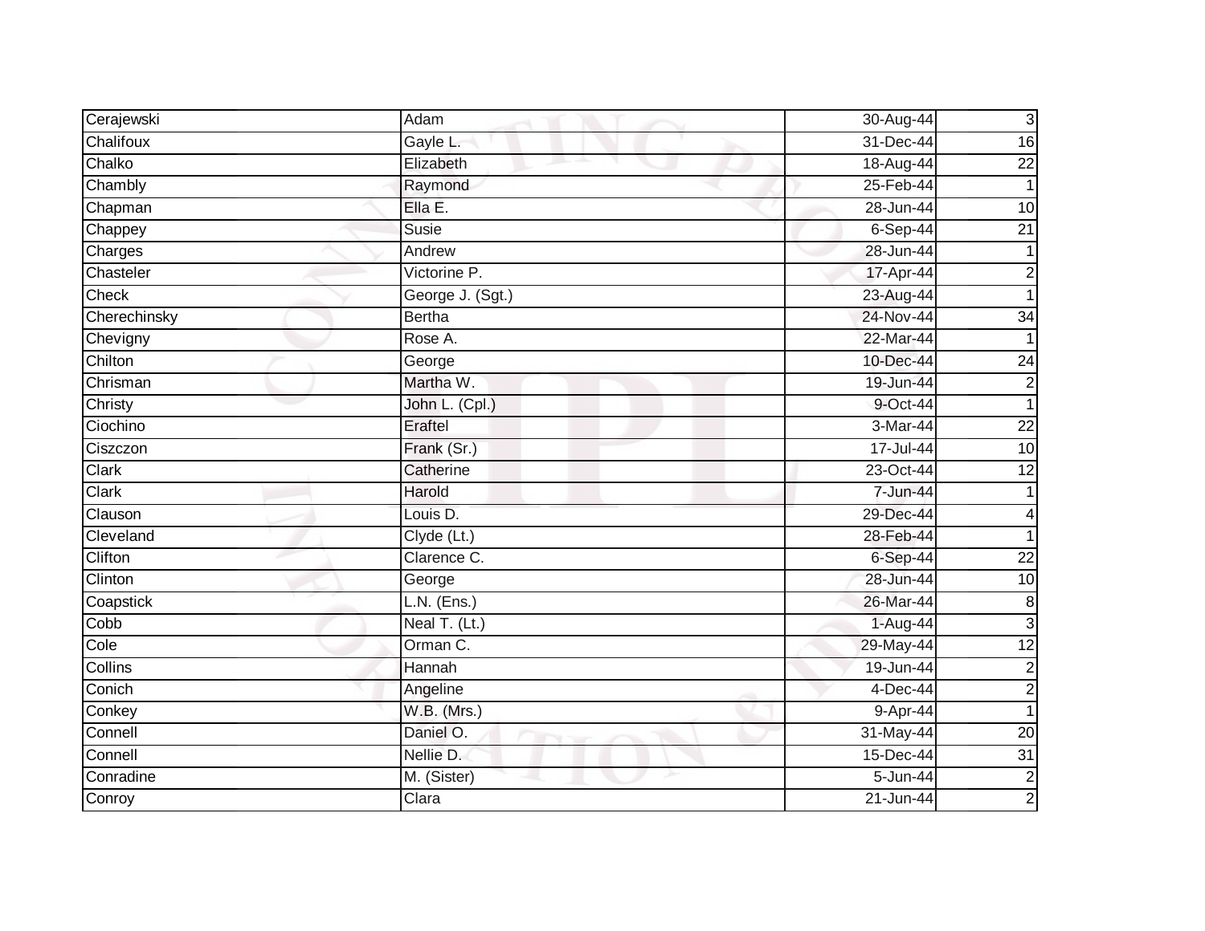| | | | |
|---|---|---|---|
| Cerajewski | Adam | 30-Aug-44 | 3 |
| Chalifoux | Gayle L. | 31-Dec-44 | 16 |
| Chalko | Elizabeth | 18-Aug-44 | 22 |
| Chambly | Raymond | 25-Feb-44 | 1 |
| Chapman | Ella E. | 28-Jun-44 | 10 |
| Chappey | Susie | 6-Sep-44 | 21 |
| Charges | Andrew | 28-Jun-44 | 1 |
| Chasteler | Victorine P. | 17-Apr-44 | 2 |
| Check | George J. (Sgt.) | 23-Aug-44 | 1 |
| Cherechinsky | Bertha | 24-Nov-44 | 34 |
| Chevigny | Rose A. | 22-Mar-44 | 1 |
| Chilton | George | 10-Dec-44 | 24 |
| Chrisman | Martha W. | 19-Jun-44 | 2 |
| Christy | John L. (Cpl.) | 9-Oct-44 | 1 |
| Ciochino | Eraftel | 3-Mar-44 | 22 |
| Ciszczon | Frank (Sr.) | 17-Jul-44 | 10 |
| Clark | Catherine | 23-Oct-44 | 12 |
| Clark | Harold | 7-Jun-44 | 1 |
| Clauson | Louis D. | 29-Dec-44 | 4 |
| Cleveland | Clyde (Lt.) | 28-Feb-44 | 1 |
| Clifton | Clarence C. | 6-Sep-44 | 22 |
| Clinton | George | 28-Jun-44 | 10 |
| Coapstick | L.N. (Ens.) | 26-Mar-44 | 8 |
| Cobb | Neal T. (Lt.) | 1-Aug-44 | 3 |
| Cole | Orman C. | 29-May-44 | 12 |
| Collins | Hannah | 19-Jun-44 | 2 |
| Conich | Angeline | 4-Dec-44 | 2 |
| Conkey | W.B. (Mrs.) | 9-Apr-44 | 1 |
| Connell | Daniel O. | 31-May-44 | 20 |
| Connell | Nellie D. | 15-Dec-44 | 31 |
| Conradine | M. (Sister) | 5-Jun-44 | 2 |
| Conroy | Clara | 21-Jun-44 | 2 |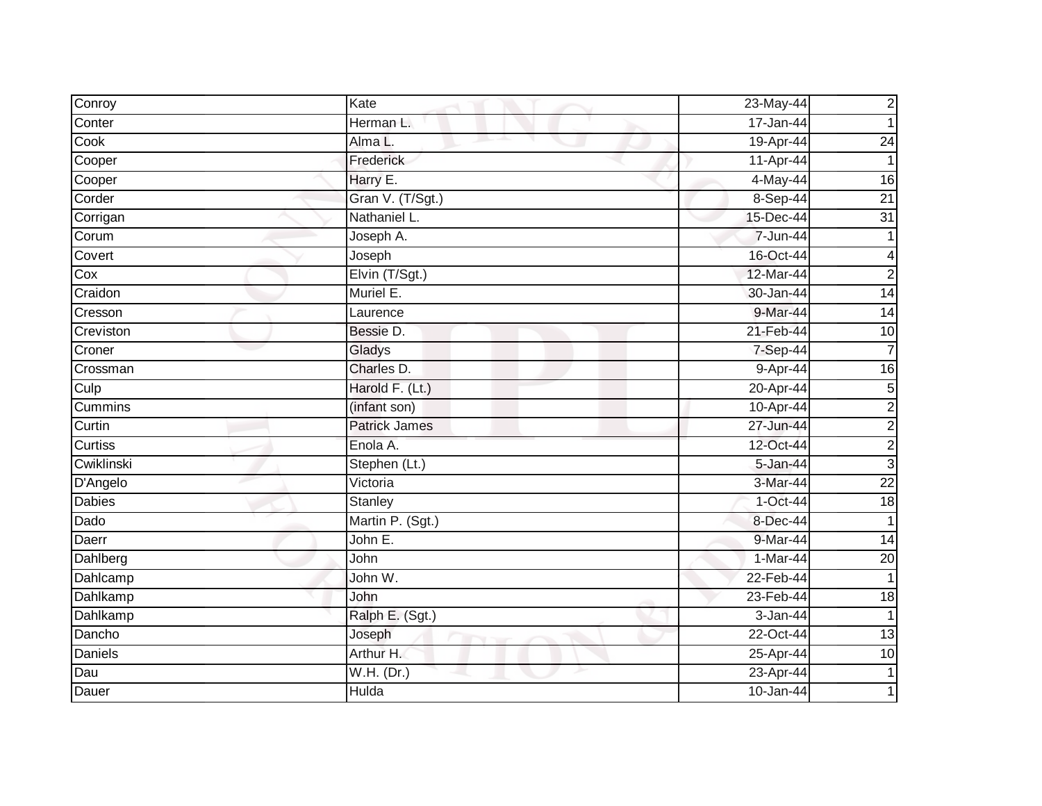| Conroy | Kate | 23-May-44 | 2 |
|---|---|---|---|
| Conter | Herman L. | 17-Jan-44 | 1 |
| Cook | Alma L. | 19-Apr-44 | 24 |
| Cooper | Frederick | 11-Apr-44 | 1 |
| Cooper | Harry E. | 4-May-44 | 16 |
| Corder | Gran V. (T/Sgt.) | 8-Sep-44 | 21 |
| Corrigan | Nathaniel L. | 15-Dec-44 | 31 |
| Corum | Joseph A. | 7-Jun-44 | 1 |
| Covert | Joseph | 16-Oct-44 | 4 |
| Cox | Elvin (T/Sgt.) | 12-Mar-44 | 2 |
| Craidon | Muriel E. | 30-Jan-44 | 14 |
| Cresson | Laurence | 9-Mar-44 | 14 |
| Creviston | Bessie D. | 21-Feb-44 | 10 |
| Croner | Gladys | 7-Sep-44 | 7 |
| Crossman | Charles D. | 9-Apr-44 | 16 |
| Culp | Harold F. (Lt.) | 20-Apr-44 | 5 |
| Cummins | (infant son) | 10-Apr-44 | 2 |
| Curtin | Patrick James | 27-Jun-44 | 2 |
| Curtiss | Enola A. | 12-Oct-44 | 2 |
| Cwiklinski | Stephen (Lt.) | 5-Jan-44 | 3 |
| D'Angelo | Victoria | 3-Mar-44 | 22 |
| Dabies | Stanley | 1-Oct-44 | 18 |
| Dado | Martin P. (Sgt.) | 8-Dec-44 | 1 |
| Daerr | John E. | 9-Mar-44 | 14 |
| Dahlberg | John | 1-Mar-44 | 20 |
| Dahlcamp | John W. | 22-Feb-44 | 1 |
| Dahlkamp | John | 23-Feb-44 | 18 |
| Dahlkamp | Ralph E. (Sgt.) | 3-Jan-44 | 1 |
| Dancho | Joseph | 22-Oct-44 | 13 |
| Daniels | Arthur H. | 25-Apr-44 | 10 |
| Dau | W.H. (Dr.) | 23-Apr-44 | 1 |
| Dauer | Hulda | 10-Jan-44 | 1 |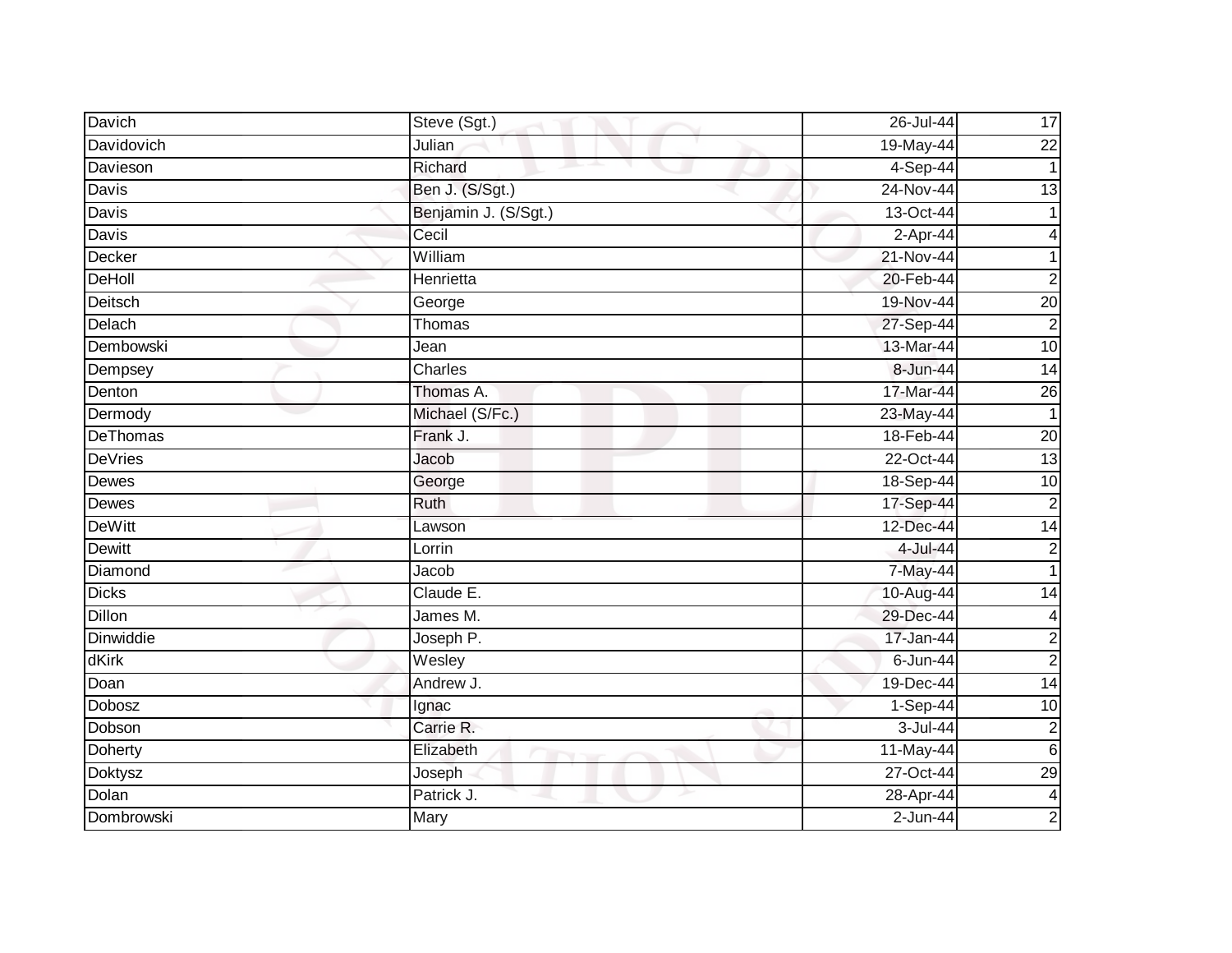| Davich | Steve (Sgt.) | 26-Jul-44 | 17 |
|---|---|---|---|
| Davidovich | Julian | 19-May-44 | 22 |
| Davieson | Richard | 4-Sep-44 | 1 |
| Davis | Ben J. (S/Sgt.) | 24-Nov-44 | 13 |
| Davis | Benjamin J. (S/Sgt.) | 13-Oct-44 | 1 |
| Davis | Cecil | 2-Apr-44 | 4 |
| Decker | William | 21-Nov-44 | 1 |
| DeHoll | Henrietta | 20-Feb-44 | 2 |
| Deitsch | George | 19-Nov-44 | 20 |
| Delach | Thomas | 27-Sep-44 | 2 |
| Dembowski | Jean | 13-Mar-44 | 10 |
| Dempsey | Charles | 8-Jun-44 | 14 |
| Denton | Thomas A. | 17-Mar-44 | 26 |
| Dermody | Michael (S/Fc.) | 23-May-44 | 1 |
| DeThomas | Frank J. | 18-Feb-44 | 20 |
| DeVries | Jacob | 22-Oct-44 | 13 |
| Dewes | George | 18-Sep-44 | 10 |
| Dewes | Ruth | 17-Sep-44 | 2 |
| DeWitt | Lawson | 12-Dec-44 | 14 |
| Dewitt | Lorrin | 4-Jul-44 | 2 |
| Diamond | Jacob | 7-May-44 | 1 |
| Dicks | Claude E. | 10-Aug-44 | 14 |
| Dillon | James M. | 29-Dec-44 | 4 |
| Dinwiddie | Joseph P. | 17-Jan-44 | 2 |
| dKirk | Wesley | 6-Jun-44 | 2 |
| Doan | Andrew J. | 19-Dec-44 | 14 |
| Dobosz | Ignac | 1-Sep-44 | 10 |
| Dobson | Carrie R. | 3-Jul-44 | 2 |
| Doherty | Elizabeth | 11-May-44 | 6 |
| Doktysz | Joseph | 27-Oct-44 | 29 |
| Dolan | Patrick J. | 28-Apr-44 | 4 |
| Dombrowski | Mary | 2-Jun-44 | 2 |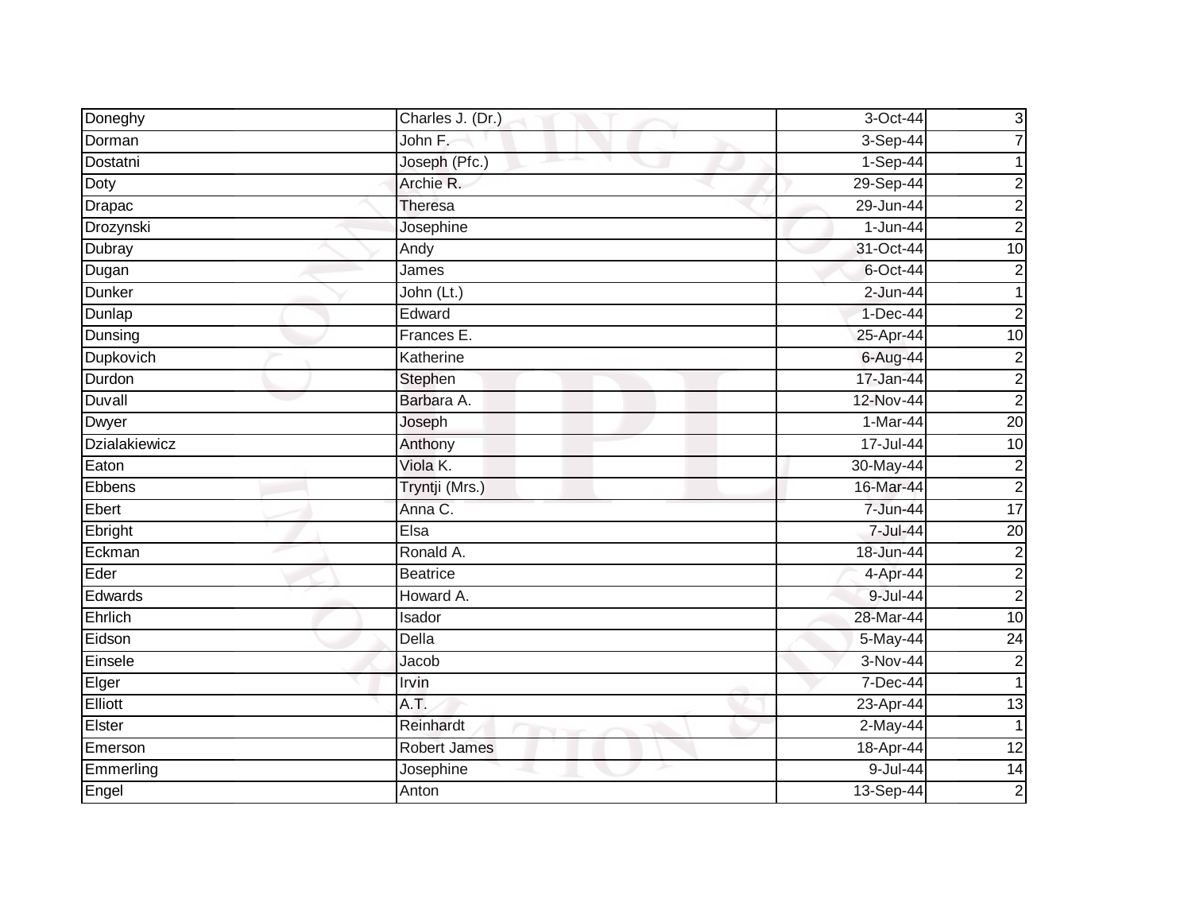| | | | |
|---|---|---|---|
| Doneghy | Charles J. (Dr.) | 3-Oct-44 | 3 |
| Dorman | John F. | 3-Sep-44 | 7 |
| Dostatni | Joseph (Pfc.) | 1-Sep-44 | 1 |
| Doty | Archie R. | 29-Sep-44 | 2 |
| Drapac | Theresa | 29-Jun-44 | 2 |
| Drozynski | Josephine | 1-Jun-44 | 2 |
| Dubray | Andy | 31-Oct-44 | 10 |
| Dugan | James | 6-Oct-44 | 2 |
| Dunker | John (Lt.) | 2-Jun-44 | 1 |
| Dunlap | Edward | 1-Dec-44 | 2 |
| Dunsing | Frances E. | 25-Apr-44 | 10 |
| Dupkovich | Katherine | 6-Aug-44 | 2 |
| Durdon | Stephen | 17-Jan-44 | 2 |
| Duvall | Barbara A. | 12-Nov-44 | 2 |
| Dwyer | Joseph | 1-Mar-44 | 20 |
| Dzialakiewicz | Anthony | 17-Jul-44 | 10 |
| Eaton | Viola K. | 30-May-44 | 2 |
| Ebbens | Tryntji (Mrs.) | 16-Mar-44 | 2 |
| Ebert | Anna C. | 7-Jun-44 | 17 |
| Ebright | Elsa | 7-Jul-44 | 20 |
| Eckman | Ronald A. | 18-Jun-44 | 2 |
| Eder | Beatrice | 4-Apr-44 | 2 |
| Edwards | Howard A. | 9-Jul-44 | 2 |
| Ehrlich | Isador | 28-Mar-44 | 10 |
| Eidson | Della | 5-May-44 | 24 |
| Einsele | Jacob | 3-Nov-44 | 2 |
| Elger | Irvin | 7-Dec-44 | 1 |
| Elliott | A.T. | 23-Apr-44 | 13 |
| Elster | Reinhardt | 2-May-44 | 1 |
| Emerson | Robert James | 18-Apr-44 | 12 |
| Emmerling | Josephine | 9-Jul-44 | 14 |
| Engel | Anton | 13-Sep-44 | 2 |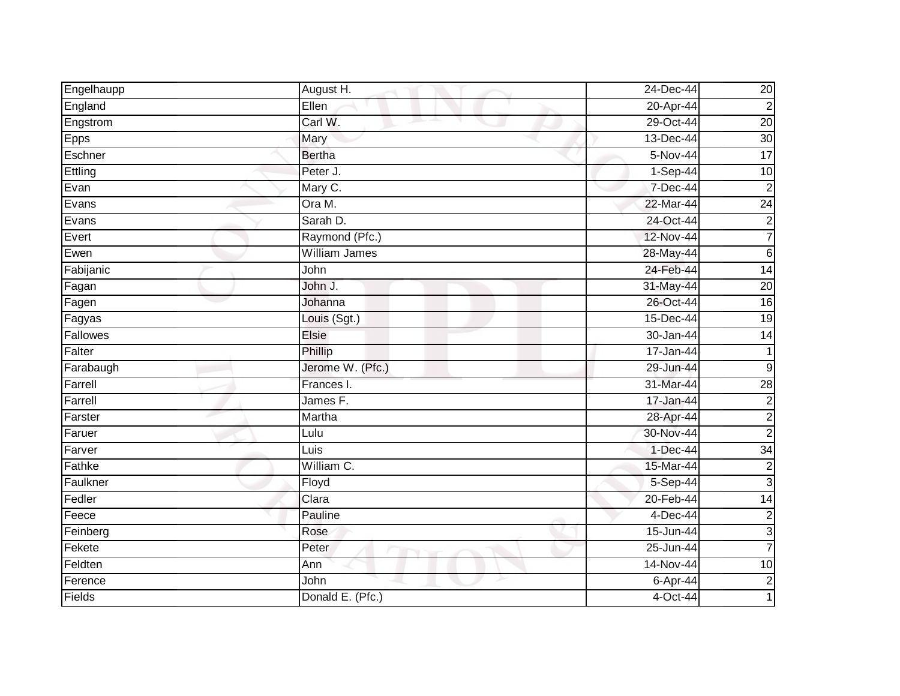| | | | |
|---|---|---|---|
| Engelhaupp | August H. | 24-Dec-44 | 20 |
| England | Ellen | 20-Apr-44 | 2 |
| Engstrom | Carl W. | 29-Oct-44 | 20 |
| Epps | Mary | 13-Dec-44 | 30 |
| Eschner | Bertha | 5-Nov-44 | 17 |
| Ettling | Peter J. | 1-Sep-44 | 10 |
| Evan | Mary C. | 7-Dec-44 | 2 |
| Evans | Ora M. | 22-Mar-44 | 24 |
| Evans | Sarah D. | 24-Oct-44 | 2 |
| Evert | Raymond (Pfc.) | 12-Nov-44 | 7 |
| Ewen | William James | 28-May-44 | 6 |
| Fabijanic | John | 24-Feb-44 | 14 |
| Fagan | John J. | 31-May-44 | 20 |
| Fagen | Johanna | 26-Oct-44 | 16 |
| Fagyas | Louis (Sgt.) | 15-Dec-44 | 19 |
| Fallowes | Elsie | 30-Jan-44 | 14 |
| Falter | Phillip | 17-Jan-44 | 1 |
| Farabaugh | Jerome W. (Pfc.) | 29-Jun-44 | 9 |
| Farrell | Frances I. | 31-Mar-44 | 28 |
| Farrell | James F. | 17-Jan-44 | 2 |
| Farster | Martha | 28-Apr-44 | 2 |
| Faruer | Lulu | 30-Nov-44 | 2 |
| Farver | Luis | 1-Dec-44 | 34 |
| Fathke | William C. | 15-Mar-44 | 2 |
| Faulkner | Floyd | 5-Sep-44 | 3 |
| Fedler | Clara | 20-Feb-44 | 14 |
| Feece | Pauline | 4-Dec-44 | 2 |
| Feinberg | Rose | 15-Jun-44 | 3 |
| Fekete | Peter | 25-Jun-44 | 7 |
| Feldten | Ann | 14-Nov-44 | 10 |
| Ference | John | 6-Apr-44 | 2 |
| Fields | Donald E. (Pfc.) | 4-Oct-44 | 1 |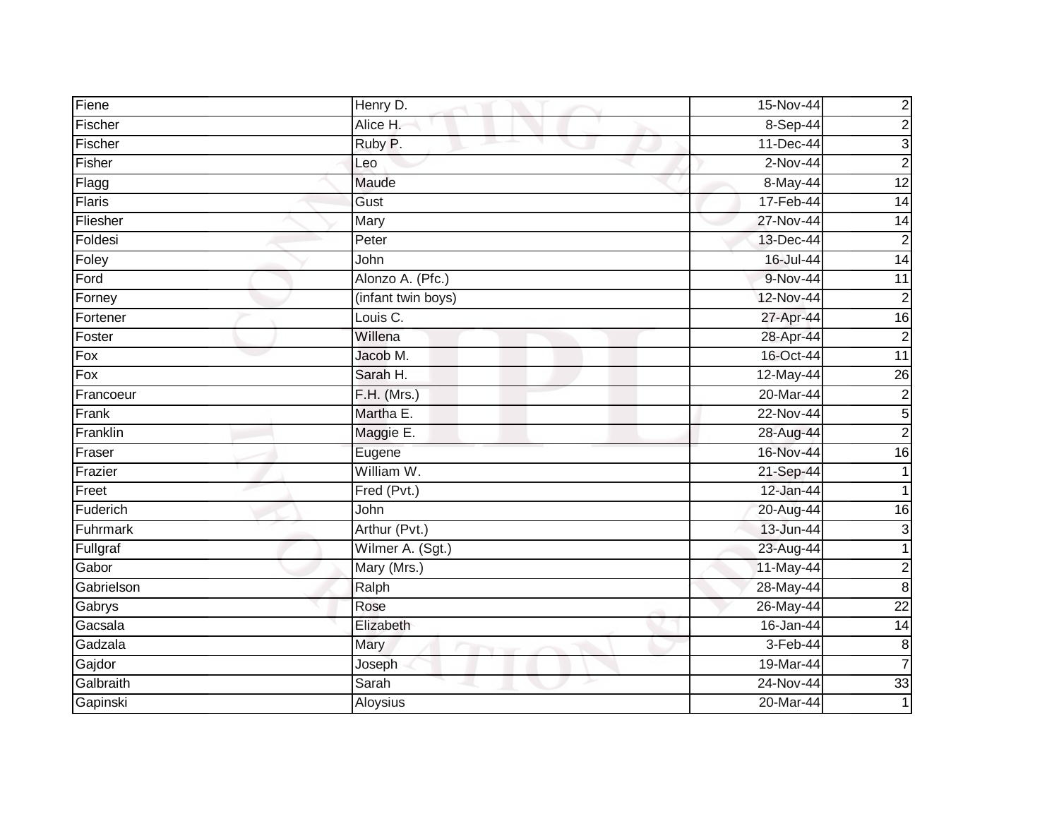| | | | |
|---|---|---|---|
| Fiene | Henry D. | 15-Nov-44 | 2 |
| Fischer | Alice H. | 8-Sep-44 | 2 |
| Fischer | Ruby P. | 11-Dec-44 | 3 |
| Fisher | Leo | 2-Nov-44 | 2 |
| Flagg | Maude | 8-May-44 | 12 |
| Flaris | Gust | 17-Feb-44 | 14 |
| Fliesher | Mary | 27-Nov-44 | 14 |
| Foldesi | Peter | 13-Dec-44 | 2 |
| Foley | John | 16-Jul-44 | 14 |
| Ford | Alonzo A. (Pfc.) | 9-Nov-44 | 11 |
| Forney | (infant twin boys) | 12-Nov-44 | 2 |
| Fortener | Louis C. | 27-Apr-44 | 16 |
| Foster | Willena | 28-Apr-44 | 2 |
| Fox | Jacob M. | 16-Oct-44 | 11 |
| Fox | Sarah H. | 12-May-44 | 26 |
| Francoeur | F.H. (Mrs.) | 20-Mar-44 | 2 |
| Frank | Martha E. | 22-Nov-44 | 5 |
| Franklin | Maggie E. | 28-Aug-44 | 2 |
| Fraser | Eugene | 16-Nov-44 | 16 |
| Frazier | William W. | 21-Sep-44 | 1 |
| Freet | Fred (Pvt.) | 12-Jan-44 | 1 |
| Fuderich | John | 20-Aug-44 | 16 |
| Fuhrmark | Arthur (Pvt.) | 13-Jun-44 | 3 |
| Fullgraf | Wilmer A. (Sgt.) | 23-Aug-44 | 1 |
| Gabor | Mary (Mrs.) | 11-May-44 | 2 |
| Gabrielson | Ralph | 28-May-44 | 8 |
| Gabrys | Rose | 26-May-44 | 22 |
| Gacsala | Elizabeth | 16-Jan-44 | 14 |
| Gadzala | Mary | 3-Feb-44 | 8 |
| Gajdor | Joseph | 19-Mar-44 | 7 |
| Galbraith | Sarah | 24-Nov-44 | 33 |
| Gapinski | Aloysius | 20-Mar-44 | 1 |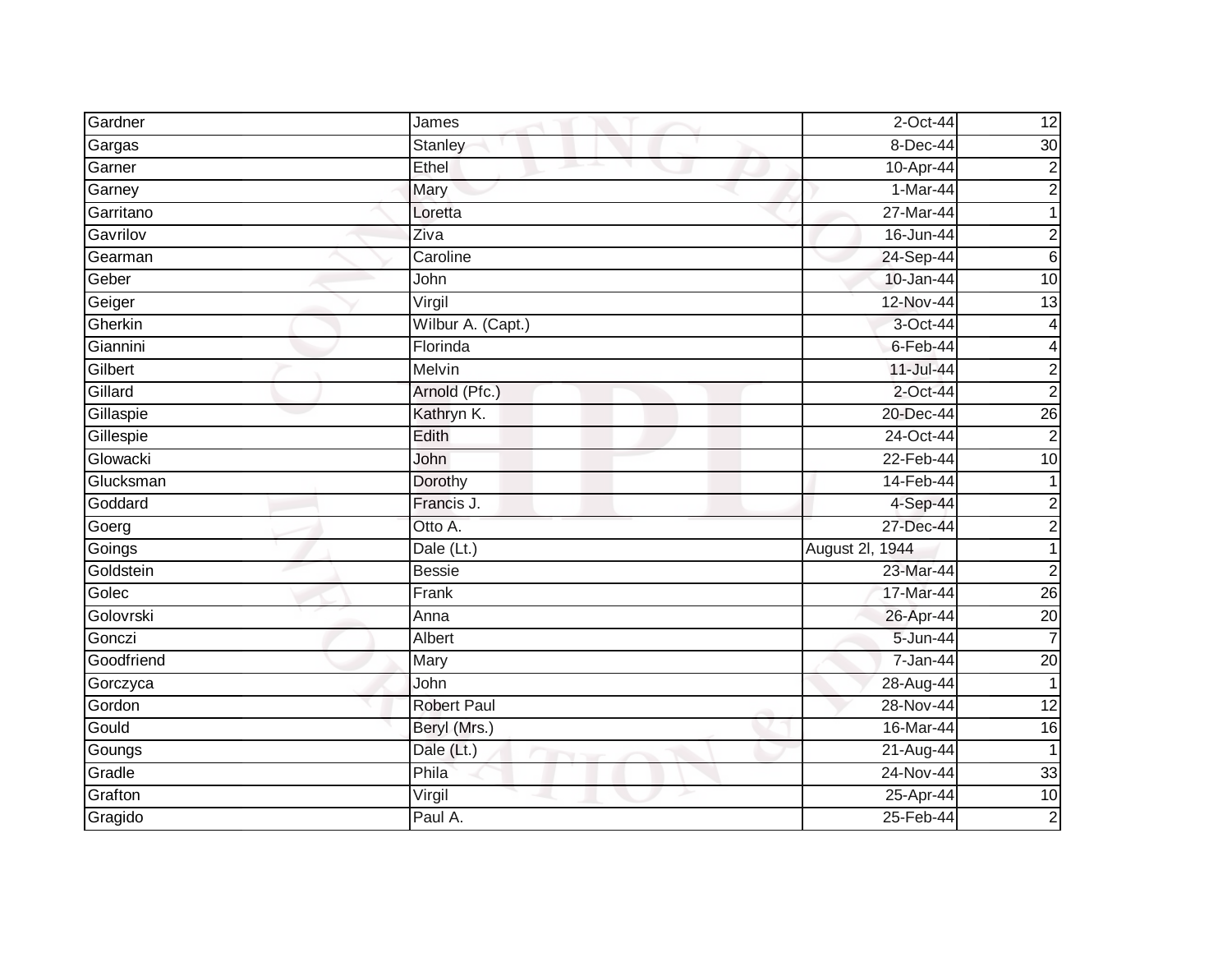| | | | |
|---|---|---|---|
| Gardner | James | 2-Oct-44 | 12 |
| Gargas | Stanley | 8-Dec-44 | 30 |
| Garner | Ethel | 10-Apr-44 | 2 |
| Garney | Mary | 1-Mar-44 | 2 |
| Garritano | Loretta | 27-Mar-44 | 1 |
| Gavrilov | Ziva | 16-Jun-44 | 2 |
| Gearman | Caroline | 24-Sep-44 | 6 |
| Geber | John | 10-Jan-44 | 10 |
| Geiger | Virgil | 12-Nov-44 | 13 |
| Gherkin | Wilbur A. (Capt.) | 3-Oct-44 | 4 |
| Giannini | Florinda | 6-Feb-44 | 4 |
| Gilbert | Melvin | 11-Jul-44 | 2 |
| Gillard | Arnold (Pfc.) | 2-Oct-44 | 2 |
| Gillaspie | Kathryn K. | 20-Dec-44 | 26 |
| Gillespie | Edith | 24-Oct-44 | 2 |
| Glowacki | John | 22-Feb-44 | 10 |
| Glucksman | Dorothy | 14-Feb-44 | 1 |
| Goddard | Francis J. | 4-Sep-44 | 2 |
| Goerg | Otto A. | 27-Dec-44 | 2 |
| Goings | Dale (Lt.) | August 2l, 1944 | 1 |
| Goldstein | Bessie | 23-Mar-44 | 2 |
| Golec | Frank | 17-Mar-44 | 26 |
| Golovrski | Anna | 26-Apr-44 | 20 |
| Gonczi | Albert | 5-Jun-44 | 7 |
| Goodfriend | Mary | 7-Jan-44 | 20 |
| Gorczyca | John | 28-Aug-44 | 1 |
| Gordon | Robert Paul | 28-Nov-44 | 12 |
| Gould | Beryl (Mrs.) | 16-Mar-44 | 16 |
| Goungs | Dale (Lt.) | 21-Aug-44 | 1 |
| Gradle | Phila | 24-Nov-44 | 33 |
| Grafton | Virgil | 25-Apr-44 | 10 |
| Gragido | Paul A. | 25-Feb-44 | 2 |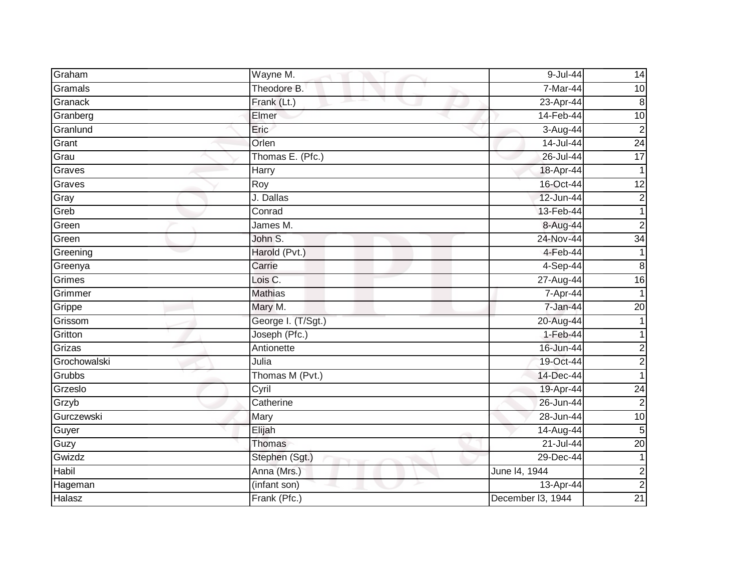| Graham | Wayne M. | 9-Jul-44 | 14 |
|---|---|---|---|
| Gramals | Theodore B. | 7-Mar-44 | 10 |
| Granack | Frank (Lt.) | 23-Apr-44 | 8 |
| Granberg | Elmer | 14-Feb-44 | 10 |
| Granlund | Eric | 3-Aug-44 | 2 |
| Grant | Orlen | 14-Jul-44 | 24 |
| Grau | Thomas E. (Pfc.) | 26-Jul-44 | 17 |
| Graves | Harry | 18-Apr-44 | 1 |
| Graves | Roy | 16-Oct-44 | 12 |
| Gray | J. Dallas | 12-Jun-44 | 2 |
| Greb | Conrad | 13-Feb-44 | 1 |
| Green | James M. | 8-Aug-44 | 2 |
| Green | John S. | 24-Nov-44 | 34 |
| Greening | Harold (Pvt.) | 4-Feb-44 | 1 |
| Greenya | Carrie | 4-Sep-44 | 8 |
| Grimes | Lois C. | 27-Aug-44 | 16 |
| Grimmer | Mathias | 7-Apr-44 | 1 |
| Grippe | Mary M. | 7-Jan-44 | 20 |
| Grissom | George I. (T/Sgt.) | 20-Aug-44 | 1 |
| Gritton | Joseph (Pfc.) | 1-Feb-44 | 1 |
| Grizas | Antionette | 16-Jun-44 | 2 |
| Grochowalski | Julia | 19-Oct-44 | 2 |
| Grubbs | Thomas M (Pvt.) | 14-Dec-44 | 1 |
| Grzeslo | Cyril | 19-Apr-44 | 24 |
| Grzyb | Catherine | 26-Jun-44 | 2 |
| Gurczewski | Mary | 28-Jun-44 | 10 |
| Guyer | Elijah | 14-Aug-44 | 5 |
| Guzy | Thomas | 21-Jul-44 | 20 |
| Gwizdz | Stephen (Sgt.) | 29-Dec-44 | 1 |
| Habil | Anna (Mrs.) | June l4, 1944 | 2 |
| Hageman | (infant son) | 13-Apr-44 | 2 |
| Halasz | Frank (Pfc.) | December l3, 1944 | 21 |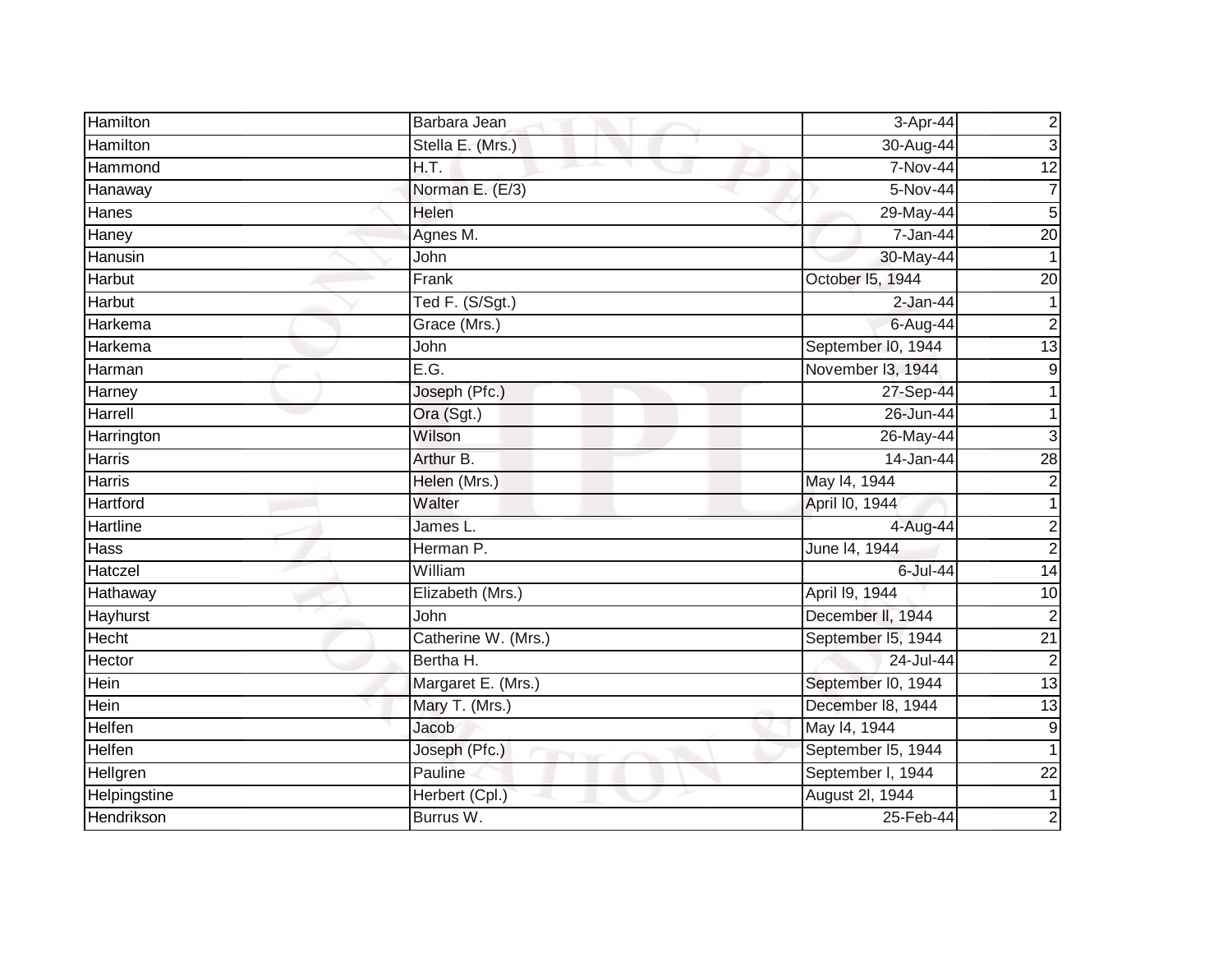| Hamilton | Barbara Jean | 3-Apr-44 | 2 |
|---|---|---|---|
| Hamilton | Stella E. (Mrs.) | 30-Aug-44 | 3 |
| Hammond | H.T. | 7-Nov-44 | 12 |
| Hanaway | Norman E. (E/3) | 5-Nov-44 | 7 |
| Hanes | Helen | 29-May-44 | 5 |
| Haney | Agnes M. | 7-Jan-44 | 20 |
| Hanusin | John | 30-May-44 | 1 |
| Harbut | Frank | October l5, 1944 | 20 |
| Harbut | Ted F. (S/Sgt.) | 2-Jan-44 | 1 |
| Harkema | Grace (Mrs.) | 6-Aug-44 | 2 |
| Harkema | John | September l0, 1944 | 13 |
| Harman | E.G. | November l3, 1944 | 9 |
| Harney | Joseph (Pfc.) | 27-Sep-44 | 1 |
| Harrell | Ora (Sgt.) | 26-Jun-44 | 1 |
| Harrington | Wilson | 26-May-44 | 3 |
| Harris | Arthur B. | 14-Jan-44 | 28 |
| Harris | Helen (Mrs.) | May l4, 1944 | 2 |
| Hartford | Walter | April l0, 1944 | 1 |
| Hartline | James L. | 4-Aug-44 | 2 |
| Hass | Herman P. | June l4, 1944 | 2 |
| Hatczel | William | 6-Jul-44 | 14 |
| Hathaway | Elizabeth (Mrs.) | April l9, 1944 | 10 |
| Hayhurst | John | December ll, 1944 | 2 |
| Hecht | Catherine W. (Mrs.) | September l5, 1944 | 21 |
| Hector | Bertha H. | 24-Jul-44 | 2 |
| Hein | Margaret E. (Mrs.) | September l0, 1944 | 13 |
| Hein | Mary T. (Mrs.) | December l8, 1944 | 13 |
| Helfen | Jacob | May l4, 1944 | 9 |
| Helfen | Joseph (Pfc.) | September l5, 1944 | 1 |
| Hellgren | Pauline | September l, 1944 | 22 |
| Helpingstine | Herbert (Cpl.) | August 2l, 1944 | 1 |
| Hendrikson | Burrus W. | 25-Feb-44 | 2 |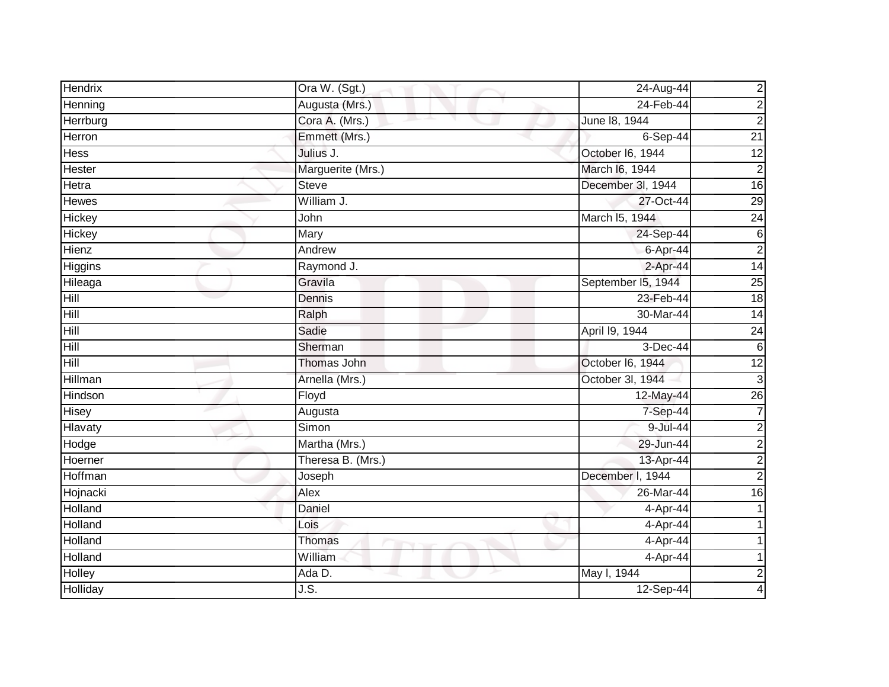| Hendrix | Ora W. (Sgt.) | 24-Aug-44 | 2 |
|---|---|---|---|
| Henning | Augusta (Mrs.) | 24-Feb-44 | 2 |
| Herrburg | Cora A. (Mrs.) | June l8, 1944 | 2 |
| Herron | Emmett (Mrs.) | 6-Sep-44 | 21 |
| Hess | Julius J. | October l6, 1944 | 12 |
| Hester | Marguerite (Mrs.) | March l6, 1944 | 2 |
| Hetra | Steve | December 3l, 1944 | 16 |
| Hewes | William J. | 27-Oct-44 | 29 |
| Hickey | John | March l5, 1944 | 24 |
| Hickey | Mary | 24-Sep-44 | 6 |
| Hienz | Andrew | 6-Apr-44 | 2 |
| Higgins | Raymond J. | 2-Apr-44 | 14 |
| Hileaga | Gravila | September l5, 1944 | 25 |
| Hill | Dennis | 23-Feb-44 | 18 |
| Hill | Ralph | 30-Mar-44 | 14 |
| Hill | Sadie | April l9, 1944 | 24 |
| Hill | Sherman | 3-Dec-44 | 6 |
| Hill | Thomas John | October l6, 1944 | 12 |
| Hillman | Arnella (Mrs.) | October 3l, 1944 | 3 |
| Hindson | Floyd | 12-May-44 | 26 |
| Hisey | Augusta | 7-Sep-44 | 7 |
| Hlavaty | Simon | 9-Jul-44 | 2 |
| Hodge | Martha (Mrs.) | 29-Jun-44 | 2 |
| Hoerner | Theresa B. (Mrs.) | 13-Apr-44 | 2 |
| Hoffman | Joseph | December l, 1944 | 2 |
| Hojnacki | Alex | 26-Mar-44 | 16 |
| Holland | Daniel | 4-Apr-44 | 1 |
| Holland | Lois | 4-Apr-44 | 1 |
| Holland | Thomas | 4-Apr-44 | 1 |
| Holland | William | 4-Apr-44 | 1 |
| Holley | Ada D. | May l, 1944 | 2 |
| Holliday | J.S. | 12-Sep-44 | 4 |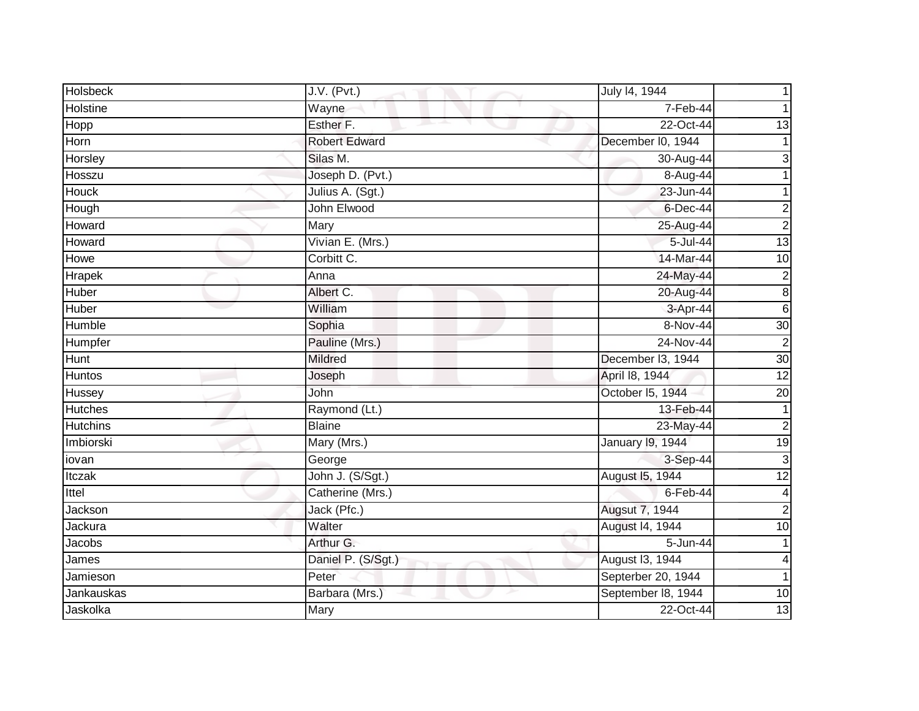| Holsbeck | J.V. (Pvt.) | July l4, 1944 | 1 |
|---|---|---|---|
| Holstine | Wayne | 7-Feb-44 | 1 |
| Hopp | Esther F. | 22-Oct-44 | 13 |
| Horn | Robert Edward | December l0, 1944 | 1 |
| Horsley | Silas M. | 30-Aug-44 | 3 |
| Hosszu | Joseph D. (Pvt.) | 8-Aug-44 | 1 |
| Houck | Julius A. (Sgt.) | 23-Jun-44 | 1 |
| Hough | John Elwood | 6-Dec-44 | 2 |
| Howard | Mary | 25-Aug-44 | 2 |
| Howard | Vivian E. (Mrs.) | 5-Jul-44 | 13 |
| Howe | Corbitt C. | 14-Mar-44 | 10 |
| Hrapek | Anna | 24-May-44 | 2 |
| Huber | Albert C. | 20-Aug-44 | 8 |
| Huber | William | 3-Apr-44 | 6 |
| Humble | Sophia | 8-Nov-44 | 30 |
| Humpfer | Pauline (Mrs.) | 24-Nov-44 | 2 |
| Hunt | Mildred | December l3, 1944 | 30 |
| Huntos | Joseph | April l8, 1944 | 12 |
| Hussey | John | October l5, 1944 | 20 |
| Hutches | Raymond (Lt.) | 13-Feb-44 | 1 |
| Hutchins | Blaine | 23-May-44 | 2 |
| Imbiorski | Mary (Mrs.) | January l9, 1944 | 19 |
| iovan | George | 3-Sep-44 | 3 |
| Itczak | John J. (S/Sgt.) | August l5, 1944 | 12 |
| Ittel | Catherine (Mrs.) | 6-Feb-44 | 4 |
| Jackson | Jack (Pfc.) | Augsut 7, 1944 | 2 |
| Jackura | Walter | August l4, 1944 | 10 |
| Jacobs | Arthur G. | 5-Jun-44 | 1 |
| James | Daniel P. (S/Sgt.) | August l3, 1944 | 4 |
| Jamieson | Peter | Septerber 20, 1944 | 1 |
| Jankauskas | Barbara (Mrs.) | September l8, 1944 | 10 |
| Jaskolka | Mary | 22-Oct-44 | 13 |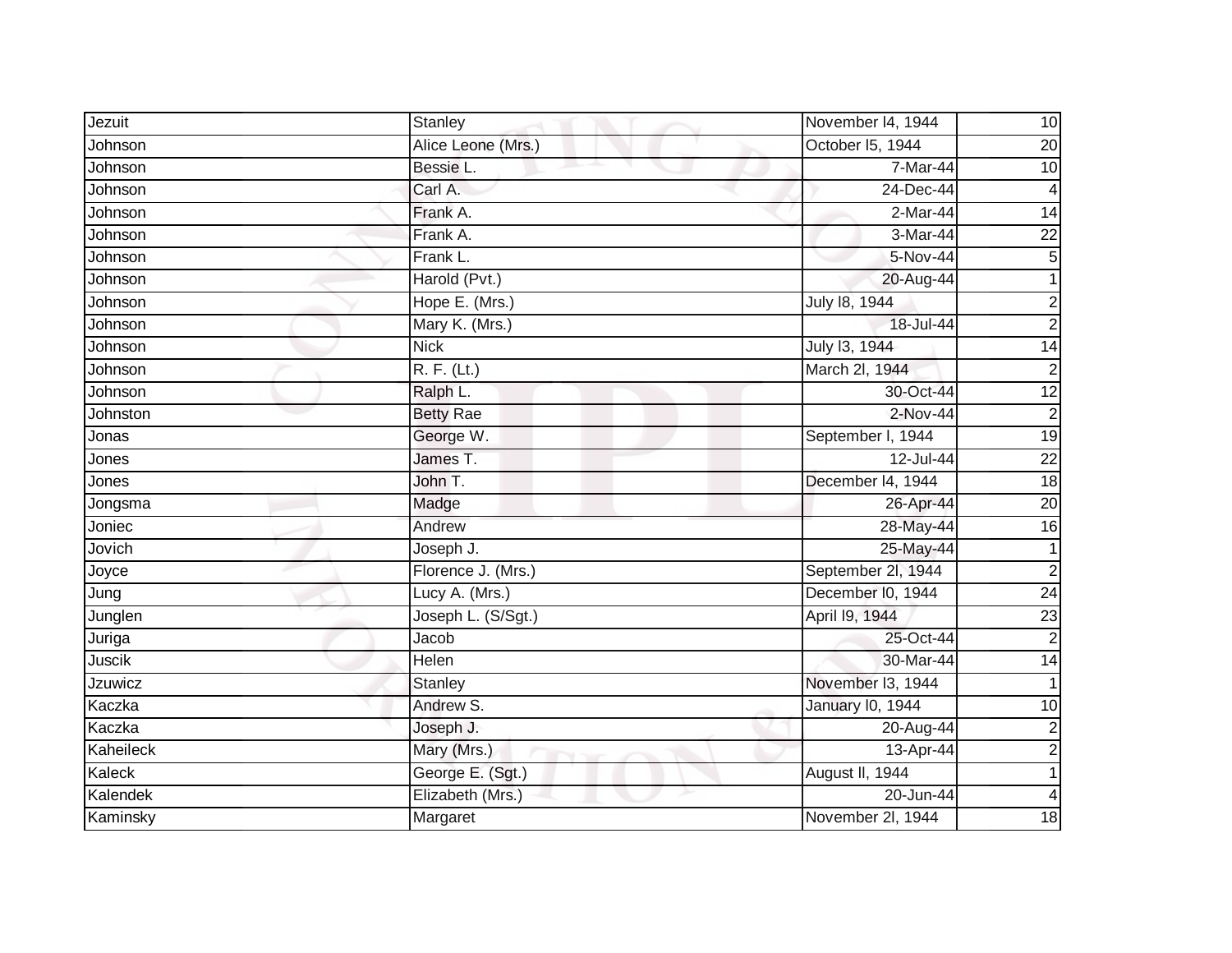| | | | |
|---|---|---|---|
| Jezuit | Stanley | November l4, 1944 | 10 |
| Johnson | Alice Leone (Mrs.) | October l5, 1944 | 20 |
| Johnson | Bessie L. | 7-Mar-44 | 10 |
| Johnson | Carl A. | 24-Dec-44 | 4 |
| Johnson | Frank A. | 2-Mar-44 | 14 |
| Johnson | Frank A. | 3-Mar-44 | 22 |
| Johnson | Frank L. | 5-Nov-44 | 5 |
| Johnson | Harold (Pvt.) | 20-Aug-44 | 1 |
| Johnson | Hope E. (Mrs.) | July l8, 1944 | 2 |
| Johnson | Mary K. (Mrs.) | 18-Jul-44 | 2 |
| Johnson | Nick | July l3, 1944 | 14 |
| Johnson | R. F. (Lt.) | March 2l, 1944 | 2 |
| Johnson | Ralph L. | 30-Oct-44 | 12 |
| Johnston | Betty Rae | 2-Nov-44 | 2 |
| Jonas | George W. | September l, 1944 | 19 |
| Jones | James T. | 12-Jul-44 | 22 |
| Jones | John T. | December l4, 1944 | 18 |
| Jongsma | Madge | 26-Apr-44 | 20 |
| Joniec | Andrew | 28-May-44 | 16 |
| Jovich | Joseph J. | 25-May-44 | 1 |
| Joyce | Florence J. (Mrs.) | September 2l, 1944 | 2 |
| Jung | Lucy A. (Mrs.) | December l0, 1944 | 24 |
| Junglen | Joseph L. (S/Sgt.) | April l9, 1944 | 23 |
| Juriga | Jacob | 25-Oct-44 | 2 |
| Juscik | Helen | 30-Mar-44 | 14 |
| Jzuwicz | Stanley | November l3, 1944 | 1 |
| Kaczka | Andrew S. | January l0, 1944 | 10 |
| Kaczka | Joseph J. | 20-Aug-44 | 2 |
| Kaheileck | Mary (Mrs.) | 13-Apr-44 | 2 |
| Kaleck | George E. (Sgt.) | August ll, 1944 | 1 |
| Kalendek | Elizabeth (Mrs.) | 20-Jun-44 | 4 |
| Kaminsky | Margaret | November 2l, 1944 | 18 |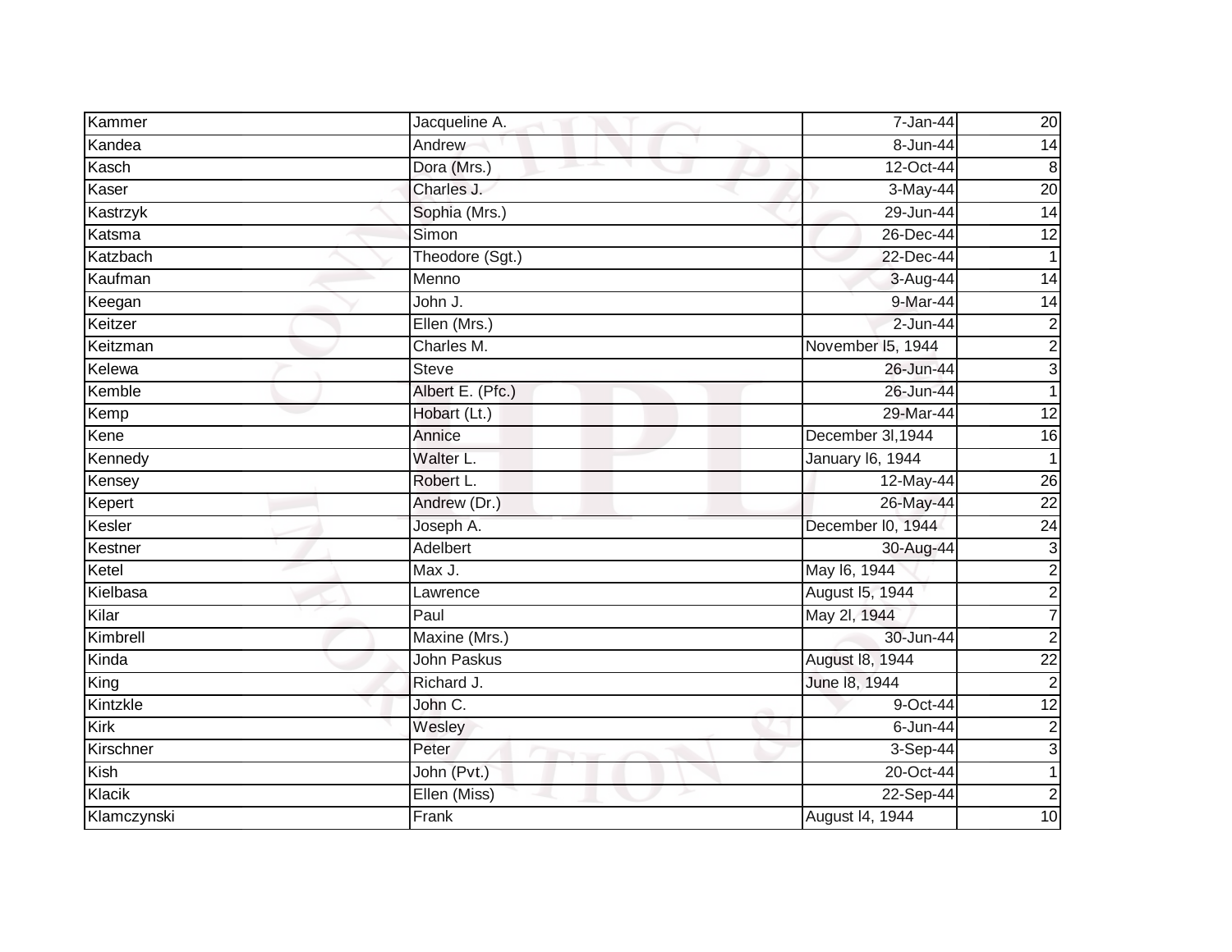| Kammer | Jacqueline A. | 7-Jan-44 | 20 |
|---|---|---|---|
| Kandea | Andrew | 8-Jun-44 | 14 |
| Kasch | Dora (Mrs.) | 12-Oct-44 | 8 |
| Kaser | Charles J. | 3-May-44 | 20 |
| Kastrzyk | Sophia (Mrs.) | 29-Jun-44 | 14 |
| Katsma | Simon | 26-Dec-44 | 12 |
| Katzbach | Theodore (Sgt.) | 22-Dec-44 | 1 |
| Kaufman | Menno | 3-Aug-44 | 14 |
| Keegan | John J. | 9-Mar-44 | 14 |
| Keitzer | Ellen (Mrs.) | 2-Jun-44 | 2 |
| Keitzman | Charles M. | November l5, 1944 | 2 |
| Kelewa | Steve | 26-Jun-44 | 3 |
| Kemble | Albert E. (Pfc.) | 26-Jun-44 | 1 |
| Kemp | Hobart (Lt.) | 29-Mar-44 | 12 |
| Kene | Annice | December 3l,1944 | 16 |
| Kennedy | Walter L. | January l6, 1944 | 1 |
| Kensey | Robert L. | 12-May-44 | 26 |
| Kepert | Andrew (Dr.) | 26-May-44 | 22 |
| Kesler | Joseph A. | December l0, 1944 | 24 |
| Kestner | Adelbert | 30-Aug-44 | 3 |
| Ketel | Max J. | May l6, 1944 | 2 |
| Kielbasa | Lawrence | August l5, 1944 | 2 |
| Kilar | Paul | May 2l, 1944 | 7 |
| Kimbrell | Maxine (Mrs.) | 30-Jun-44 | 2 |
| Kinda | John Paskus | August l8, 1944 | 22 |
| King | Richard J. | June l8, 1944 | 2 |
| Kintzkle | John C. | 9-Oct-44 | 12 |
| Kirk | Wesley | 6-Jun-44 | 2 |
| Kirschner | Peter | 3-Sep-44 | 3 |
| Kish | John (Pvt.) | 20-Oct-44 | 1 |
| Klacik | Ellen (Miss) | 22-Sep-44 | 2 |
| Klamczynski | Frank | August l4, 1944 | 10 |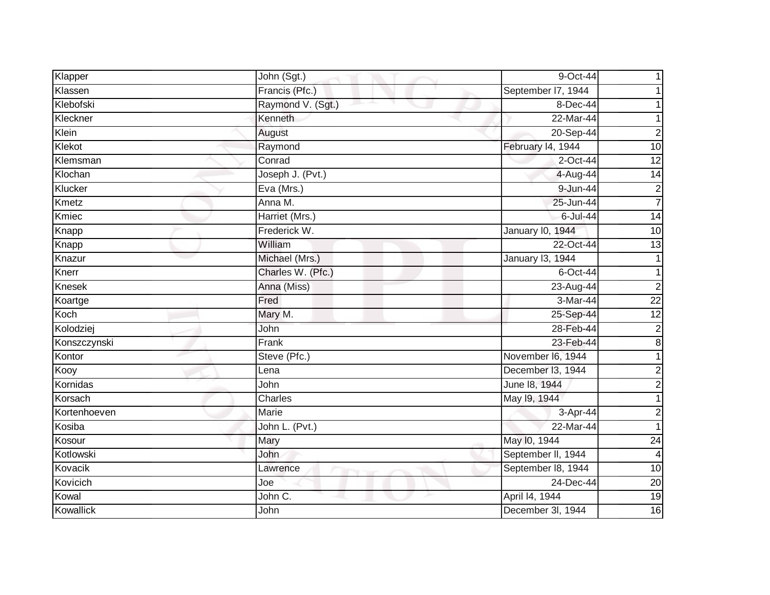| Klapper | John (Sgt.) | 9-Oct-44 | 1 |
|---|---|---|---|
| Klassen | Francis (Pfc.) | September l7, 1944 | 1 |
| Klebofski | Raymond V. (Sgt.) | 8-Dec-44 | 1 |
| Kleckner | Kenneth | 22-Mar-44 | 1 |
| Klein | August | 20-Sep-44 | 2 |
| Klekot | Raymond | February l4, 1944 | 10 |
| Klemsman | Conrad | 2-Oct-44 | 12 |
| Klochan | Joseph J. (Pvt.) | 4-Aug-44 | 14 |
| Klucker | Eva (Mrs.) | 9-Jun-44 | 2 |
| Kmetz | Anna M. | 25-Jun-44 | 7 |
| Kmiec | Harriet (Mrs.) | 6-Jul-44 | 14 |
| Knapp | Frederick W. | January l0, 1944 | 10 |
| Knapp | William | 22-Oct-44 | 13 |
| Knazur | Michael (Mrs.) | January l3, 1944 | 1 |
| Knerr | Charles W. (Pfc.) | 6-Oct-44 | 1 |
| Knesek | Anna (Miss) | 23-Aug-44 | 2 |
| Koartge | Fred | 3-Mar-44 | 22 |
| Koch | Mary M. | 25-Sep-44 | 12 |
| Kolodziej | John | 28-Feb-44 | 2 |
| Konszczynski | Frank | 23-Feb-44 | 8 |
| Kontor | Steve (Pfc.) | November l6, 1944 | 1 |
| Kooy | Lena | December l3, 1944 | 2 |
| Kornidas | John | June l8, 1944 | 2 |
| Korsach | Charles | May l9, 1944 | 1 |
| Kortenhoeven | Marie | 3-Apr-44 | 2 |
| Kosiba | John L. (Pvt.) | 22-Mar-44 | 1 |
| Kosour | Mary | May l0, 1944 | 24 |
| Kotlowski | John | September ll, 1944 | 4 |
| Kovacik | Lawrence | September l8, 1944 | 10 |
| Kovicich | Joe | 24-Dec-44 | 20 |
| Kowal | John C. | April l4, 1944 | 19 |
| Kowallick | John | December 3l, 1944 | 16 |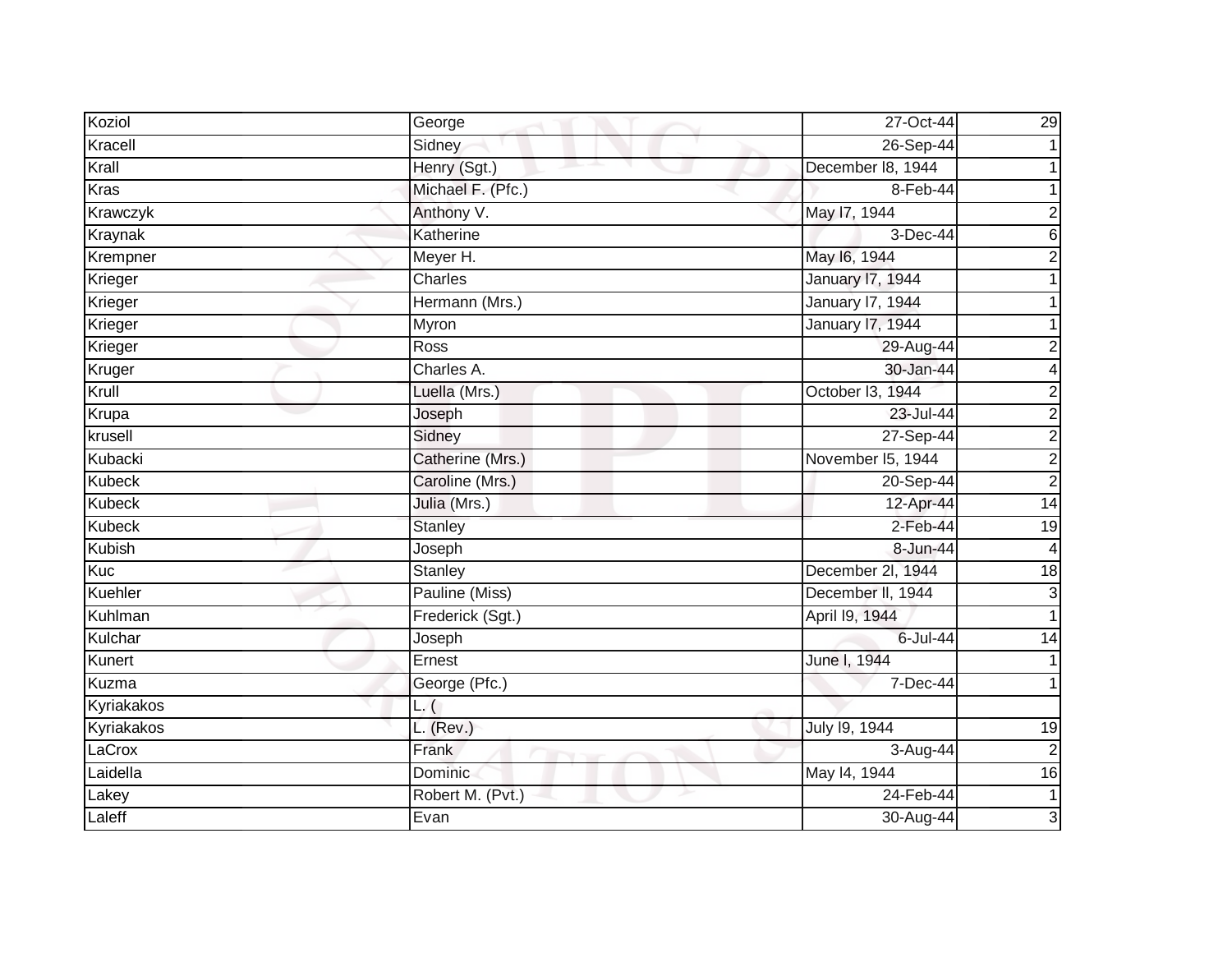| Koziol | George | 27-Oct-44 | 29 |
|---|---|---|---|
| Kracell | Sidney | 26-Sep-44 | 1 |
| Krall | Henry (Sgt.) | December l8, 1944 | 1 |
| Kras | Michael F. (Pfc.) | 8-Feb-44 | 1 |
| Krawczyk | Anthony V. | May l7, 1944 | 2 |
| Kraynak | Katherine | 3-Dec-44 | 6 |
| Krempner | Meyer H. | May l6, 1944 | 2 |
| Krieger | Charles | January l7, 1944 | 1 |
| Krieger | Hermann (Mrs.) | January l7, 1944 | 1 |
| Krieger | Myron | January l7, 1944 | 1 |
| Krieger | Ross | 29-Aug-44 | 2 |
| Kruger | Charles A. | 30-Jan-44 | 4 |
| Krull | Luella (Mrs.) | October l3, 1944 | 2 |
| Krupa | Joseph | 23-Jul-44 | 2 |
| krusell | Sidney | 27-Sep-44 | 2 |
| Kubacki | Catherine (Mrs.) | November l5, 1944 | 2 |
| Kubeck | Caroline (Mrs.) | 20-Sep-44 | 2 |
| Kubeck | Julia (Mrs.) | 12-Apr-44 | 14 |
| Kubeck | Stanley | 2-Feb-44 | 19 |
| Kubish | Joseph | 8-Jun-44 | 4 |
| Kuc | Stanley | December 2l, 1944 | 18 |
| Kuehler | Pauline (Miss) | December ll, 1944 | 3 |
| Kuhlman | Frederick (Sgt.) | April l9, 1944 | 1 |
| Kulchar | Joseph | 6-Jul-44 | 14 |
| Kunert | Ernest | June l, 1944 | 1 |
| Kuzma | George (Pfc.) | 7-Dec-44 | 1 |
| Kyriakakos | L. ( | | |
| Kyriakakos | L. (Rev.) | July l9, 1944 | 19 |
| LaCrox | Frank | 3-Aug-44 | 2 |
| Laidella | Dominic | May l4, 1944 | 16 |
| Lakey | Robert M. (Pvt.) | 24-Feb-44 | 1 |
| Laleff | Evan | 30-Aug-44 | 3 |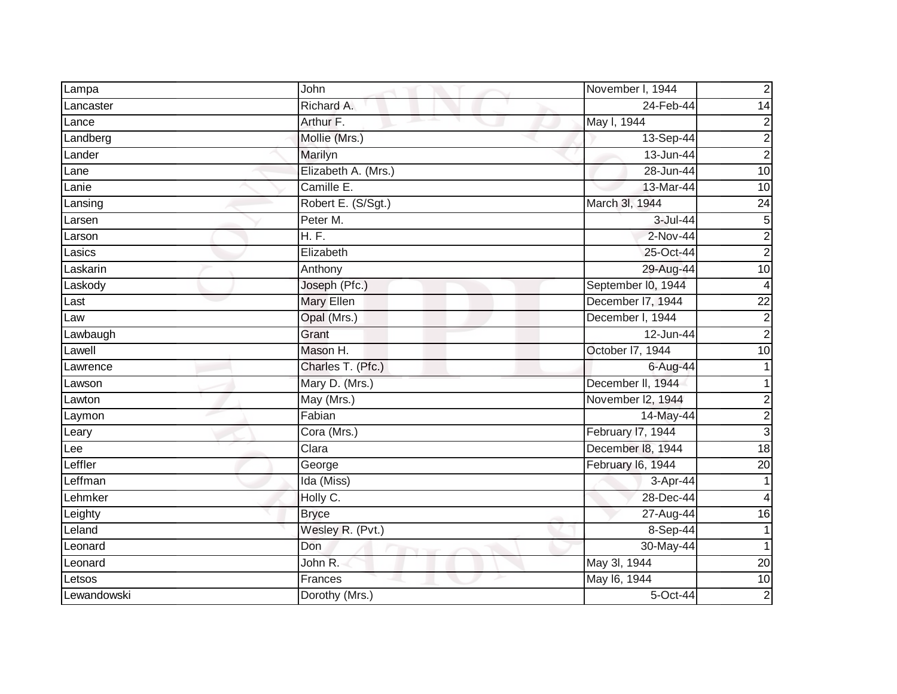| Lampa | John | November l, 1944 | 2 |
|---|---|---|---|
| Lancaster | Richard A. | 24-Feb-44 | 14 |
| Lance | Arthur F. | May l, 1944 | 2 |
| Landberg | Mollie (Mrs.) | 13-Sep-44 | 2 |
| Lander | Marilyn | 13-Jun-44 | 2 |
| Lane | Elizabeth A. (Mrs.) | 28-Jun-44 | 10 |
| Lanie | Camille E. | 13-Mar-44 | 10 |
| Lansing | Robert E. (S/Sgt.) | March 3l, 1944 | 24 |
| Larsen | Peter M. | 3-Jul-44 | 5 |
| Larson | H. F. | 2-Nov-44 | 2 |
| Lasics | Elizabeth | 25-Oct-44 | 2 |
| Laskarin | Anthony | 29-Aug-44 | 10 |
| Laskody | Joseph (Pfc.) | September l0, 1944 | 4 |
| Last | Mary Ellen | December l7, 1944 | 22 |
| Law | Opal (Mrs.) | December l, 1944 | 2 |
| Lawbaugh | Grant | 12-Jun-44 | 2 |
| Lawell | Mason H. | October l7, 1944 | 10 |
| Lawrence | Charles T. (Pfc.) | 6-Aug-44 | 1 |
| Lawson | Mary D. (Mrs.) | December ll, 1944 | 1 |
| Lawton | May (Mrs.) | November l2, 1944 | 2 |
| Laymon | Fabian | 14-May-44 | 2 |
| Leary | Cora (Mrs.) | February l7, 1944 | 3 |
| Lee | Clara | December l8, 1944 | 18 |
| Leffler | George | February l6, 1944 | 20 |
| Leffman | Ida (Miss) | 3-Apr-44 | 1 |
| Lehmker | Holly C. | 28-Dec-44 | 4 |
| Leighty | Bryce | 27-Aug-44 | 16 |
| Leland | Wesley R. (Pvt.) | 8-Sep-44 | 1 |
| Leonard | Don | 30-May-44 | 1 |
| Leonard | John R. | May 3l, 1944 | 20 |
| Letsos | Frances | May l6, 1944 | 10 |
| Lewandowski | Dorothy (Mrs.) | 5-Oct-44 | 2 |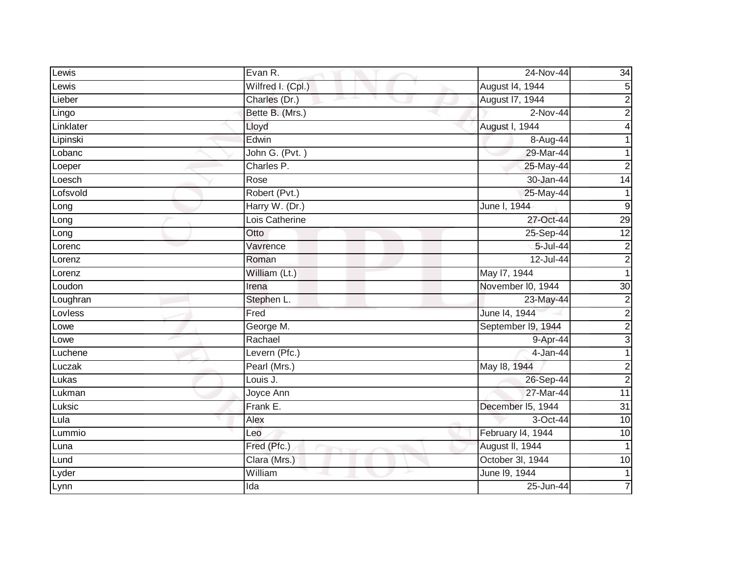| Lewis | Evan R. | 24-Nov-44 | 34 |
|---|---|---|---|
| Lewis | Wilfred I. (Cpl.) | August l4, 1944 | 5 |
| Lieber | Charles (Dr.) | August l7, 1944 | 2 |
| Lingo | Bette B. (Mrs.) | 2-Nov-44 | 2 |
| Linklater | Lloyd | August l, 1944 | 4 |
| Lipinski | Edwin | 8-Aug-44 | 1 |
| Lobanc | John G. (Pvt. ) | 29-Mar-44 | 1 |
| Loeper | Charles P. | 25-May-44 | 2 |
| Loesch | Rose | 30-Jan-44 | 14 |
| Lofsvold | Robert (Pvt.) | 25-May-44 | 1 |
| Long | Harry W. (Dr.) | June l, 1944 | 9 |
| Long | Lois Catherine | 27-Oct-44 | 29 |
| Long | Otto | 25-Sep-44 | 12 |
| Lorenc | Vavrence | 5-Jul-44 | 2 |
| Lorenz | Roman | 12-Jul-44 | 2 |
| Lorenz | William (Lt.) | May l7, 1944 | 1 |
| Loudon | Irena | November l0, 1944 | 30 |
| Loughran | Stephen L. | 23-May-44 | 2 |
| Lovless | Fred | June l4, 1944 | 2 |
| Lowe | George M. | September l9, 1944 | 2 |
| Lowe | Rachael | 9-Apr-44 | 3 |
| Luchene | Levern (Pfc.) | 4-Jan-44 | 1 |
| Luczak | Pearl (Mrs.) | May l8, 1944 | 2 |
| Lukas | Louis J. | 26-Sep-44 | 2 |
| Lukman | Joyce Ann | 27-Mar-44 | 11 |
| Luksic | Frank E. | December l5, 1944 | 31 |
| Lula | Alex | 3-Oct-44 | 10 |
| Lummio | Leo | February l4, 1944 | 10 |
| Luna | Fred (Pfc.) | August ll, 1944 | 1 |
| Lund | Clara (Mrs.) | October 3l, 1944 | 10 |
| Lyder | William | June l9, 1944 | 1 |
| Lynn | Ida | 25-Jun-44 | 7 |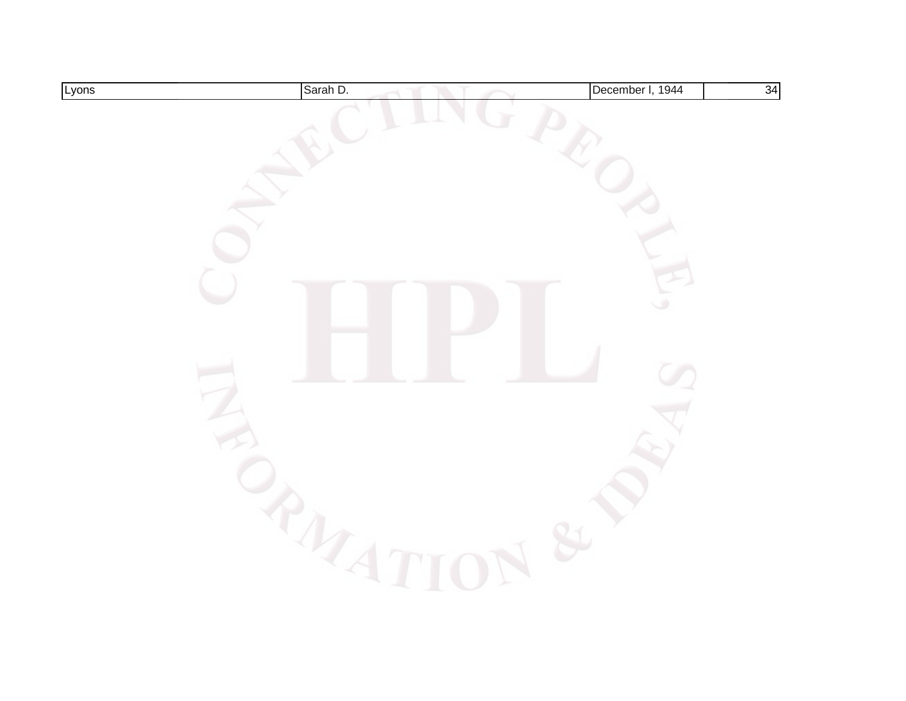| Lyons | Sarah D. | December l, 1944 | 34 |
|---|---|---|---|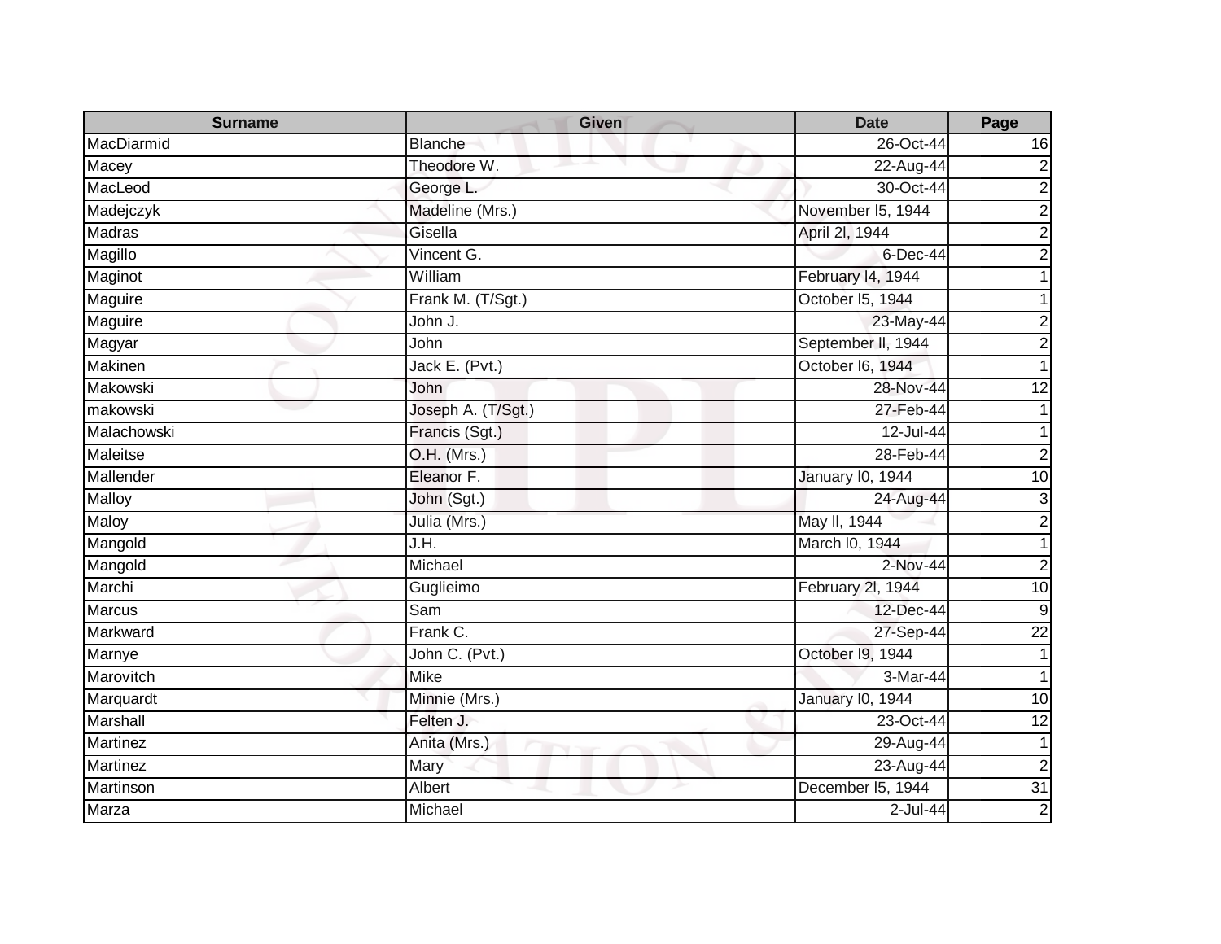| Surname | Given | Date | Page |
|---|---|---|---|
| MacDiarmid | Blanche | 26-Oct-44 | 16 |
| Macey | Theodore W. | 22-Aug-44 | 2 |
| MacLeod | George L. | 30-Oct-44 | 2 |
| Madejczyk | Madeline (Mrs.) | November l5, 1944 | 2 |
| Madras | Gisella | April 2l, 1944 | 2 |
| Magillo | Vincent G. | 6-Dec-44 | 2 |
| Maginot | William | February l4, 1944 | 1 |
| Maguire | Frank M. (T/Sgt.) | October l5, 1944 | 1 |
| Maguire | John J. | 23-May-44 | 2 |
| Magyar | John | September ll, 1944 | 2 |
| Makinen | Jack E. (Pvt.) | October l6, 1944 | 1 |
| Makowski | John | 28-Nov-44 | 12 |
| makowski | Joseph A. (T/Sgt.) | 27-Feb-44 | 1 |
| Malachowski | Francis (Sgt.) | 12-Jul-44 | 1 |
| Maleitse | O.H. (Mrs.) | 28-Feb-44 | 2 |
| Mallender | Eleanor F. | January l0, 1944 | 10 |
| Malloy | John (Sgt.) | 24-Aug-44 | 3 |
| Maloy | Julia (Mrs.) | May ll, 1944 | 2 |
| Mangold | J.H. | March l0, 1944 | 1 |
| Mangold | Michael | 2-Nov-44 | 2 |
| Marchi | Guglieimo | February 2l, 1944 | 10 |
| Marcus | Sam | 12-Dec-44 | 9 |
| Markward | Frank C. | 27-Sep-44 | 22 |
| Marnye | John C. (Pvt.) | October l9, 1944 | 1 |
| Marovitch | Mike | 3-Mar-44 | 1 |
| Marquardt | Minnie (Mrs.) | January l0, 1944 | 10 |
| Marshall | Felten J. | 23-Oct-44 | 12 |
| Martinez | Anita (Mrs.) | 29-Aug-44 | 1 |
| Martinez | Mary | 23-Aug-44 | 2 |
| Martinson | Albert | December l5, 1944 | 31 |
| Marza | Michael | 2-Jul-44 | 2 |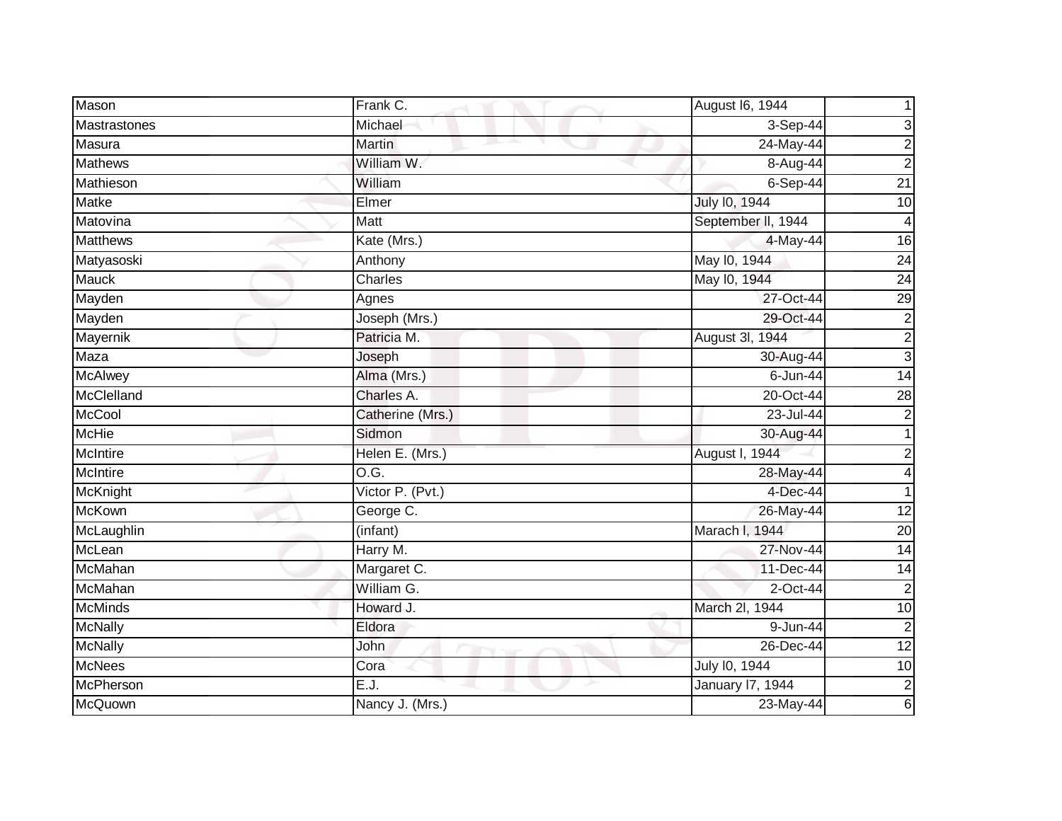| Mason | Frank C. | August l6, 1944 | 1 |
|---|---|---|---|
| Mastrastones | Michael | 3-Sep-44 | 3 |
| Masura | Martin | 24-May-44 | 2 |
| Mathews | William W. | 8-Aug-44 | 2 |
| Mathieson | William | 6-Sep-44 | 21 |
| Matke | Elmer | July l0, 1944 | 10 |
| Matovina | Matt | September ll, 1944 | 4 |
| Matthews | Kate (Mrs.) | 4-May-44 | 16 |
| Matyasoski | Anthony | May l0, 1944 | 24 |
| Mauck | Charles | May l0, 1944 | 24 |
| Mayden | Agnes | 27-Oct-44 | 29 |
| Mayden | Joseph (Mrs.) | 29-Oct-44 | 2 |
| Mayernik | Patricia M. | August 3l, 1944 | 2 |
| Maza | Joseph | 30-Aug-44 | 3 |
| McAlwey | Alma (Mrs.) | 6-Jun-44 | 14 |
| McClelland | Charles A. | 20-Oct-44 | 28 |
| McCool | Catherine (Mrs.) | 23-Jul-44 | 2 |
| McHie | Sidmon | 30-Aug-44 | 1 |
| McIntire | Helen E. (Mrs.) | August l, 1944 | 2 |
| McIntire | O.G. | 28-May-44 | 4 |
| McKnight | Victor P. (Pvt.) | 4-Dec-44 | 1 |
| McKown | George C. | 26-May-44 | 12 |
| McLaughlin | (infant) | Marach l, 1944 | 20 |
| McLean | Harry M. | 27-Nov-44 | 14 |
| McMahan | Margaret C. | 11-Dec-44 | 14 |
| McMahan | William G. | 2-Oct-44 | 2 |
| McMinds | Howard J. | March 2l, 1944 | 10 |
| McNally | Eldora | 9-Jun-44 | 2 |
| McNally | John | 26-Dec-44 | 12 |
| McNees | Cora | July l0, 1944 | 10 |
| McPherson | E.J. | January l7, 1944 | 2 |
| McQuown | Nancy J. (Mrs.) | 23-May-44 | 6 |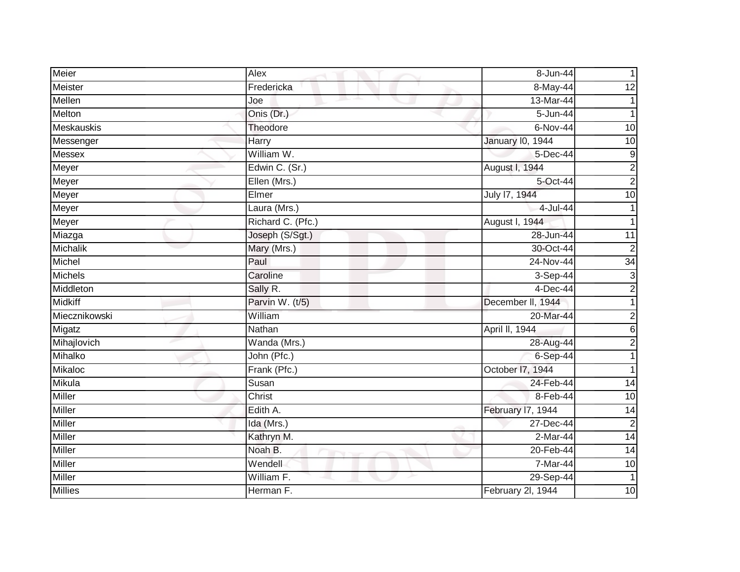| | | | |
|---|---|---|---|
| Meier | Alex | 8-Jun-44 | 1 |
| Meister | Fredericka | 8-May-44 | 12 |
| Mellen | Joe | 13-Mar-44 | 1 |
| Melton | Onis (Dr.) | 5-Jun-44 | 1 |
| Meskauskis | Theodore | 6-Nov-44 | 10 |
| Messenger | Harry | January l0, 1944 | 10 |
| Messex | William W. | 5-Dec-44 | 9 |
| Meyer | Edwin C. (Sr.) | August l, 1944 | 2 |
| Meyer | Ellen (Mrs.) | 5-Oct-44 | 2 |
| Meyer | Elmer | July l7, 1944 | 10 |
| Meyer | Laura (Mrs.) | 4-Jul-44 | 1 |
| Meyer | Richard C. (Pfc.) | August l, 1944 | 1 |
| Miazga | Joseph (S/Sgt.) | 28-Jun-44 | 11 |
| Michalik | Mary (Mrs.) | 30-Oct-44 | 2 |
| Michel | Paul | 24-Nov-44 | 34 |
| Michels | Caroline | 3-Sep-44 | 3 |
| Middleton | Sally R. | 4-Dec-44 | 2 |
| Midkiff | Parvin W. (t/5) | December ll, 1944 | 1 |
| Miecznikowski | William | 20-Mar-44 | 2 |
| Migatz | Nathan | April ll, 1944 | 6 |
| Mihajlovich | Wanda (Mrs.) | 28-Aug-44 | 2 |
| Mihalko | John (Pfc.) | 6-Sep-44 | 1 |
| Mikaloc | Frank (Pfc.) | October l7, 1944 | 1 |
| Mikula | Susan | 24-Feb-44 | 14 |
| Miller | Christ | 8-Feb-44 | 10 |
| Miller | Edith A. | February l7, 1944 | 14 |
| Miller | Ida (Mrs.) | 27-Dec-44 | 2 |
| Miller | Kathryn M. | 2-Mar-44 | 14 |
| Miller | Noah B. | 20-Feb-44 | 14 |
| Miller | Wendell | 7-Mar-44 | 10 |
| Miller | William F. | 29-Sep-44 | 1 |
| Millies | Herman F. | February 2l, 1944 | 10 |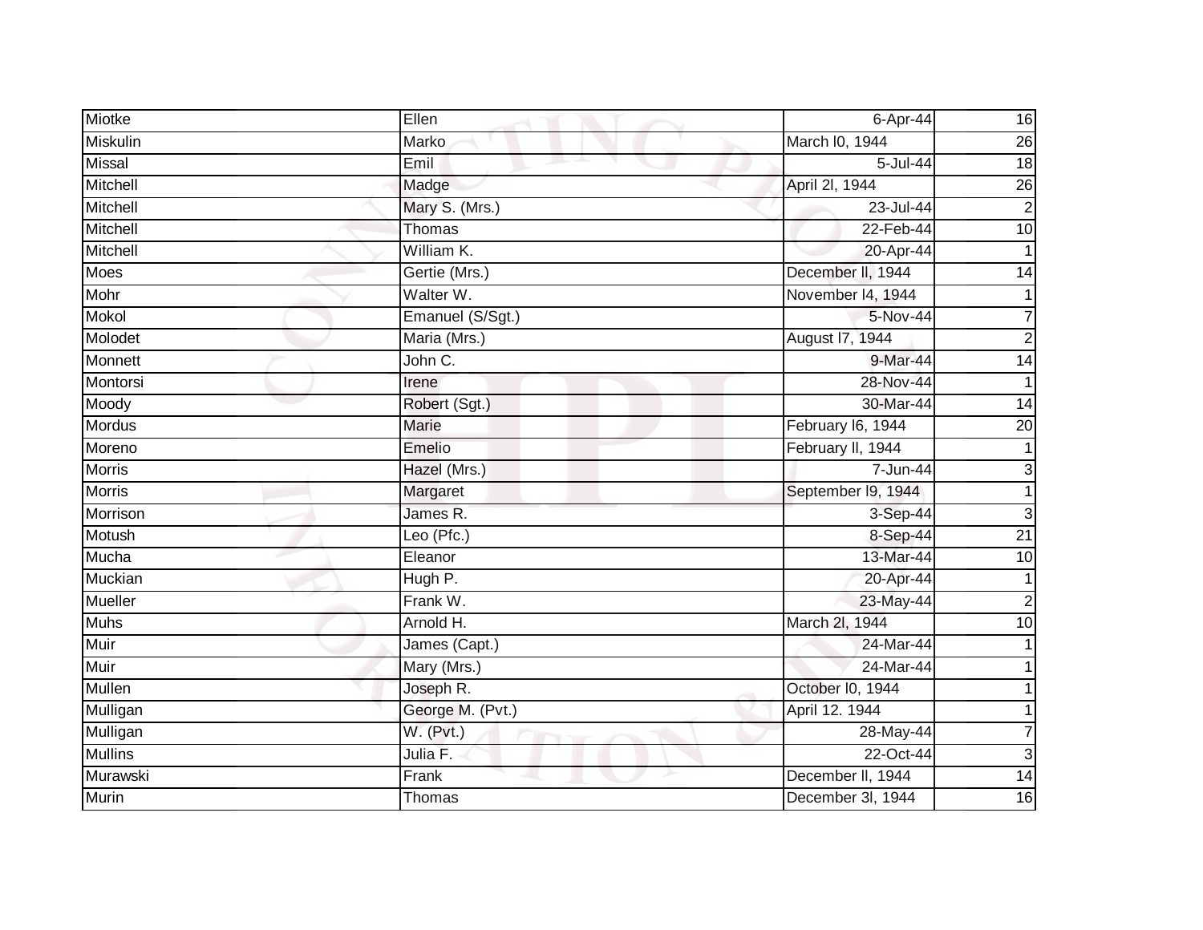| | | | |
|---|---|---|---|
| Miotke | Ellen | 6-Apr-44 | 16 |
| Miskulin | Marko | March l0, 1944 | 26 |
| Missal | Emil | 5-Jul-44 | 18 |
| Mitchell | Madge | April 2l, 1944 | 26 |
| Mitchell | Mary S. (Mrs.) | 23-Jul-44 | 2 |
| Mitchell | Thomas | 22-Feb-44 | 10 |
| Mitchell | William K. | 20-Apr-44 | 1 |
| Moes | Gertie (Mrs.) | December ll, 1944 | 14 |
| Mohr | Walter W. | November l4, 1944 | 1 |
| Mokol | Emanuel (S/Sgt.) | 5-Nov-44 | 7 |
| Molodet | Maria (Mrs.) | August l7, 1944 | 2 |
| Monnett | John C. | 9-Mar-44 | 14 |
| Montorsi | Irene | 28-Nov-44 | 1 |
| Moody | Robert (Sgt.) | 30-Mar-44 | 14 |
| Mordus | Marie | February l6, 1944 | 20 |
| Moreno | Emelio | February ll, 1944 | 1 |
| Morris | Hazel (Mrs.) | 7-Jun-44 | 3 |
| Morris | Margaret | September l9, 1944 | 1 |
| Morrison | James R. | 3-Sep-44 | 3 |
| Motush | Leo (Pfc.) | 8-Sep-44 | 21 |
| Mucha | Eleanor | 13-Mar-44 | 10 |
| Muckian | Hugh P. | 20-Apr-44 | 1 |
| Mueller | Frank W. | 23-May-44 | 2 |
| Muhs | Arnold H. | March 2l, 1944 | 10 |
| Muir | James (Capt.) | 24-Mar-44 | 1 |
| Muir | Mary (Mrs.) | 24-Mar-44 | 1 |
| Mullen | Joseph R. | October l0, 1944 | 1 |
| Mulligan | George M. (Pvt.) | April 12. 1944 | 1 |
| Mulligan | W. (Pvt.) | 28-May-44 | 7 |
| Mullins | Julia F. | 22-Oct-44 | 3 |
| Murawski | Frank | December ll, 1944 | 14 |
| Murin | Thomas | December 3l, 1944 | 16 |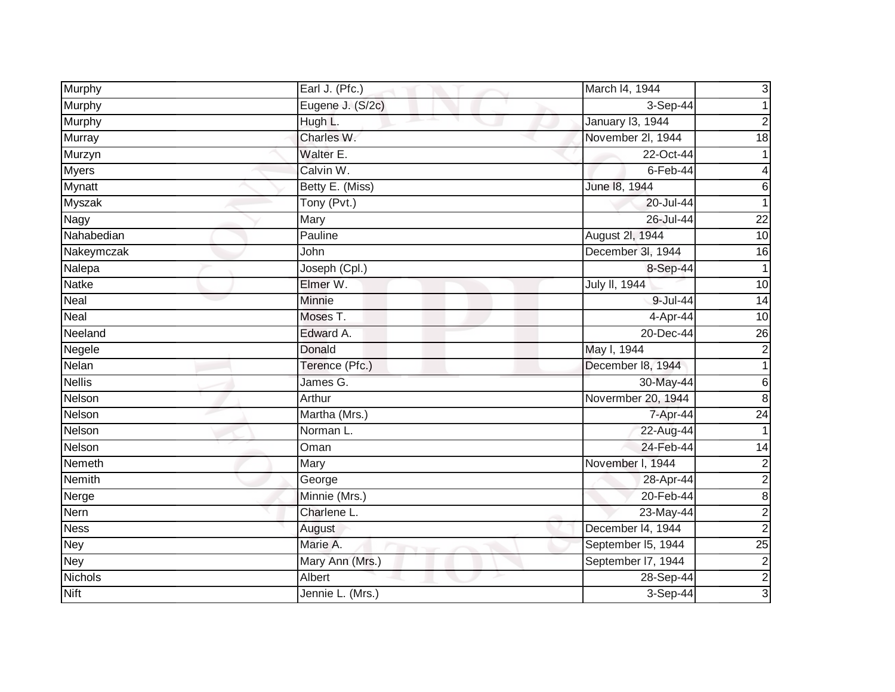| Murphy | Earl J. (Pfc.) | March l4, 1944 | 3 |
|---|---|---|---|
| Murphy | Eugene J. (S/2c) | 3-Sep-44 | 1 |
| Murphy | Hugh L. | January l3, 1944 | 2 |
| Murray | Charles W. | November 2l, 1944 | 18 |
| Murzyn | Walter E. | 22-Oct-44 | 1 |
| Myers | Calvin W. | 6-Feb-44 | 4 |
| Mynatt | Betty E. (Miss) | June l8, 1944 | 6 |
| Myszak | Tony (Pvt.) | 20-Jul-44 | 1 |
| Nagy | Mary | 26-Jul-44 | 22 |
| Nahabedian | Pauline | August 2l, 1944 | 10 |
| Nakeymczak | John | December 3l, 1944 | 16 |
| Nalepa | Joseph (Cpl.) | 8-Sep-44 | 1 |
| Natke | Elmer W. | July ll, 1944 | 10 |
| Neal | Minnie | 9-Jul-44 | 14 |
| Neal | Moses T. | 4-Apr-44 | 10 |
| Neeland | Edward A. | 20-Dec-44 | 26 |
| Negele | Donald | May l, 1944 | 2 |
| Nelan | Terence (Pfc.) | December l8, 1944 | 1 |
| Nellis | James G. | 30-May-44 | 6 |
| Nelson | Arthur | Novermber 20, 1944 | 8 |
| Nelson | Martha (Mrs.) | 7-Apr-44 | 24 |
| Nelson | Norman L. | 22-Aug-44 | 1 |
| Nelson | Oman | 24-Feb-44 | 14 |
| Nemeth | Mary | November l, 1944 | 2 |
| Nemith | George | 28-Apr-44 | 2 |
| Nerge | Minnie (Mrs.) | 20-Feb-44 | 8 |
| Nern | Charlene L. | 23-May-44 | 2 |
| Ness | August | December l4, 1944 | 2 |
| Ney | Marie A. | September l5, 1944 | 25 |
| Ney | Mary Ann (Mrs.) | September l7, 1944 | 2 |
| Nichols | Albert | 28-Sep-44 | 2 |
| Nift | Jennie L. (Mrs.) | 3-Sep-44 | 3 |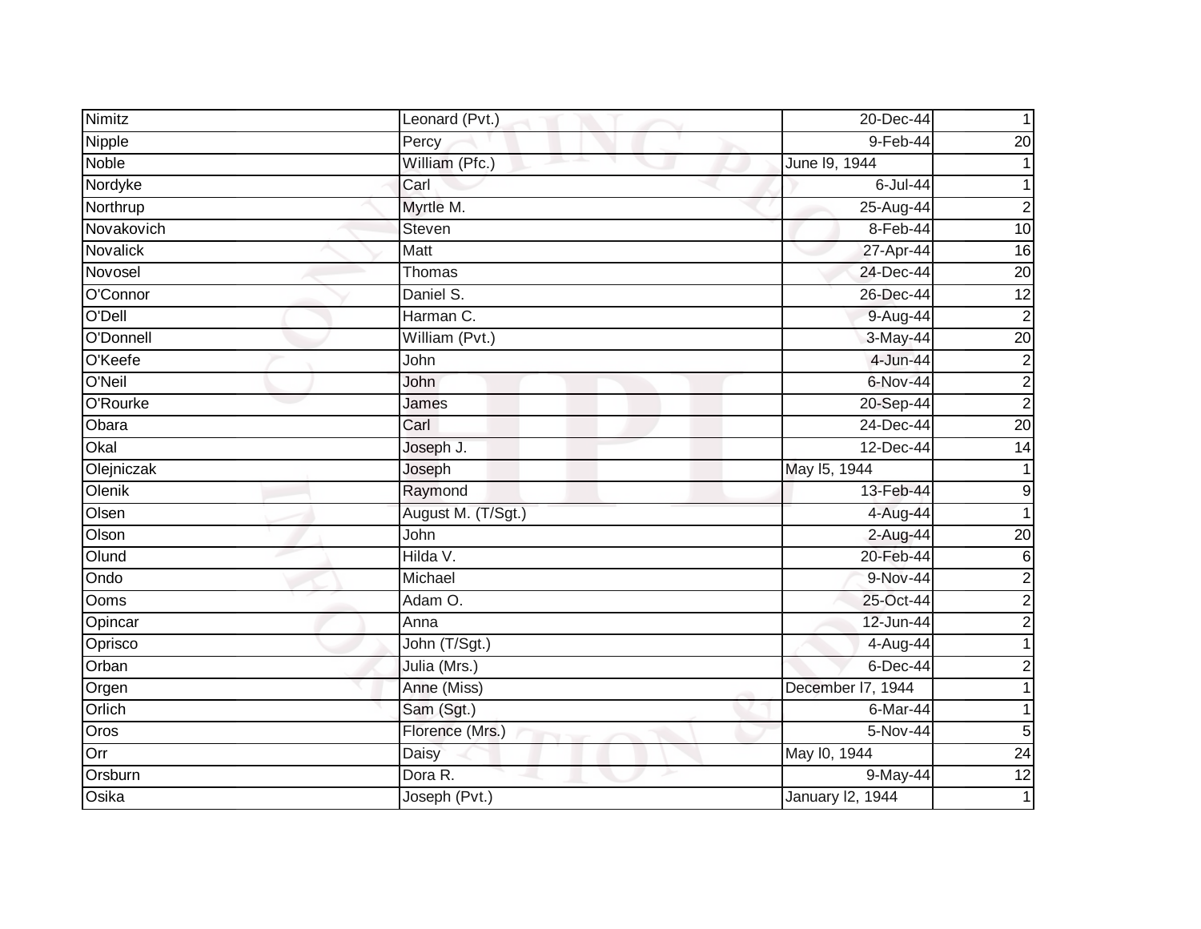| Nimitz | Leonard (Pvt.) | 20-Dec-44 | 1 |
|---|---|---|---|
| Nipple | Percy | 9-Feb-44 | 20 |
| Noble | William (Pfc.) | June l9, 1944 | 1 |
| Nordyke | Carl | 6-Jul-44 | 1 |
| Northrup | Myrtle M. | 25-Aug-44 | 2 |
| Novakovich | Steven | 8-Feb-44 | 10 |
| Novalick | Matt | 27-Apr-44 | 16 |
| Novosel | Thomas | 24-Dec-44 | 20 |
| O'Connor | Daniel S. | 26-Dec-44 | 12 |
| O'Dell | Harman C. | 9-Aug-44 | 2 |
| O'Donnell | William (Pvt.) | 3-May-44 | 20 |
| O'Keefe | John | 4-Jun-44 | 2 |
| O'Neil | John | 6-Nov-44 | 2 |
| O'Rourke | James | 20-Sep-44 | 2 |
| Obara | Carl | 24-Dec-44 | 20 |
| Okal | Joseph J. | 12-Dec-44 | 14 |
| Olejniczak | Joseph | May l5, 1944 | 1 |
| Olenik | Raymond | 13-Feb-44 | 9 |
| Olsen | August M. (T/Sgt.) | 4-Aug-44 | 1 |
| Olson | John | 2-Aug-44 | 20 |
| Olund | Hilda V. | 20-Feb-44 | 6 |
| Ondo | Michael | 9-Nov-44 | 2 |
| Ooms | Adam O. | 25-Oct-44 | 2 |
| Opincar | Anna | 12-Jun-44 | 2 |
| Oprisco | John (T/Sgt.) | 4-Aug-44 | 1 |
| Orban | Julia (Mrs.) | 6-Dec-44 | 2 |
| Orgen | Anne (Miss) | December l7, 1944 | 1 |
| Orlich | Sam (Sgt.) | 6-Mar-44 | 1 |
| Oros | Florence (Mrs.) | 5-Nov-44 | 5 |
| Orr | Daisy | May l0, 1944 | 24 |
| Orsburn | Dora R. | 9-May-44 | 12 |
| Osika | Joseph (Pvt.) | January l2, 1944 | 1 |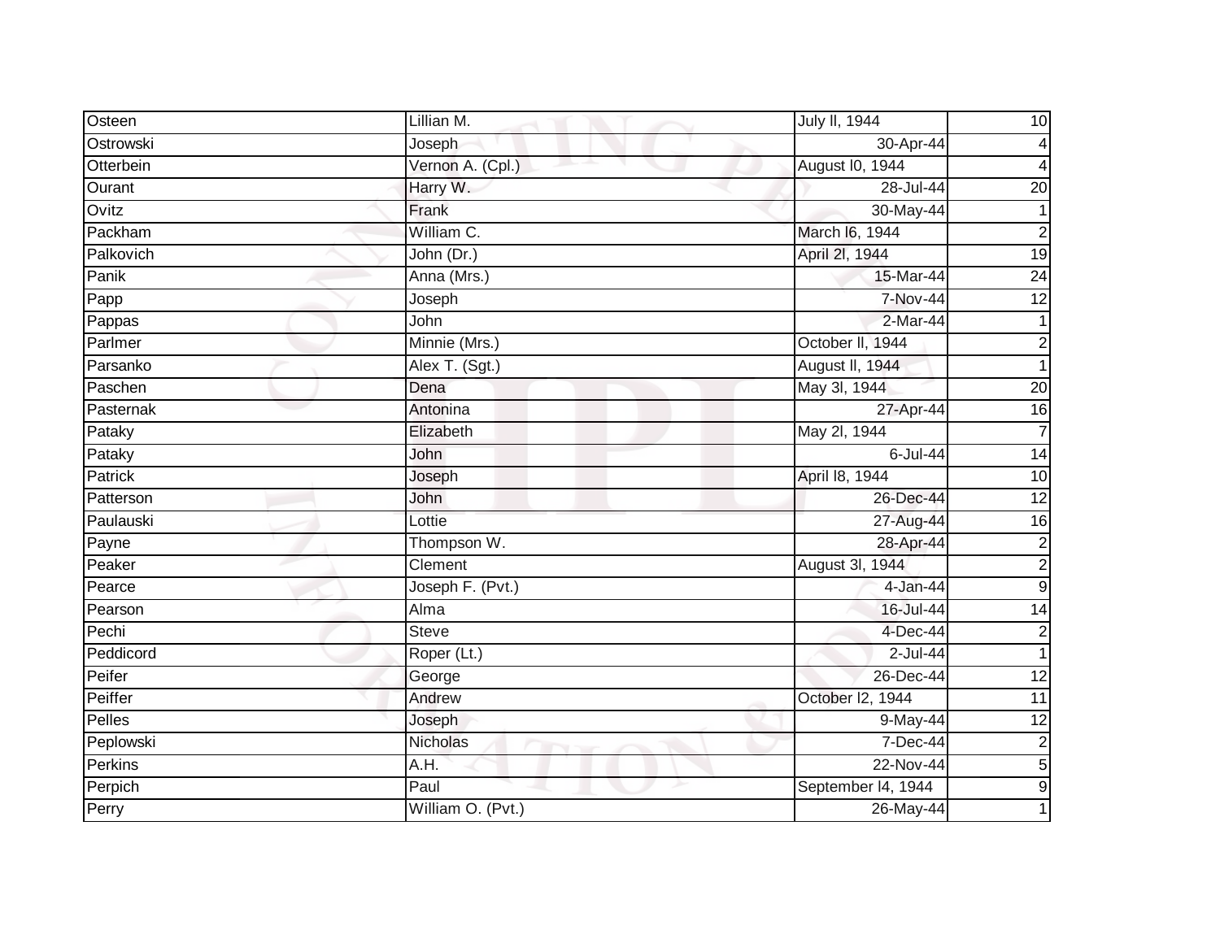| Osteen | Lillian M. | July ll, 1944 | 10 |
|---|---|---|---|
| Ostrowski | Joseph | 30-Apr-44 | 4 |
| Otterbein | Vernon A. (Cpl.) | August l0, 1944 | 4 |
| Ourant | Harry W. | 28-Jul-44 | 20 |
| Ovitz | Frank | 30-May-44 | 1 |
| Packham | William C. | March l6, 1944 | 2 |
| Palkovich | John (Dr.) | April 2l, 1944 | 19 |
| Panik | Anna (Mrs.) | 15-Mar-44 | 24 |
| Papp | Joseph | 7-Nov-44 | 12 |
| Pappas | John | 2-Mar-44 | 1 |
| Parlmer | Minnie (Mrs.) | October ll, 1944 | 2 |
| Parsanko | Alex T. (Sgt.) | August ll, 1944 | 1 |
| Paschen | Dena | May 3l, 1944 | 20 |
| Pasternak | Antonina | 27-Apr-44 | 16 |
| Pataky | Elizabeth | May 2l, 1944 | 7 |
| Pataky | John | 6-Jul-44 | 14 |
| Patrick | Joseph | April l8, 1944 | 10 |
| Patterson | John | 26-Dec-44 | 12 |
| Paulauski | Lottie | 27-Aug-44 | 16 |
| Payne | Thompson W. | 28-Apr-44 | 2 |
| Peaker | Clement | August 3l, 1944 | 2 |
| Pearce | Joseph F. (Pvt.) | 4-Jan-44 | 9 |
| Pearson | Alma | 16-Jul-44 | 14 |
| Pechi | Steve | 4-Dec-44 | 2 |
| Peddicord | Roper (Lt.) | 2-Jul-44 | 1 |
| Peifer | George | 26-Dec-44 | 12 |
| Peiffer | Andrew | October l2, 1944 | 11 |
| Pelles | Joseph | 9-May-44 | 12 |
| Peplowski | Nicholas | 7-Dec-44 | 2 |
| Perkins | A.H. | 22-Nov-44 | 5 |
| Perpich | Paul | September l4, 1944 | 9 |
| Perry | William O. (Pvt.) | 26-May-44 | 1 |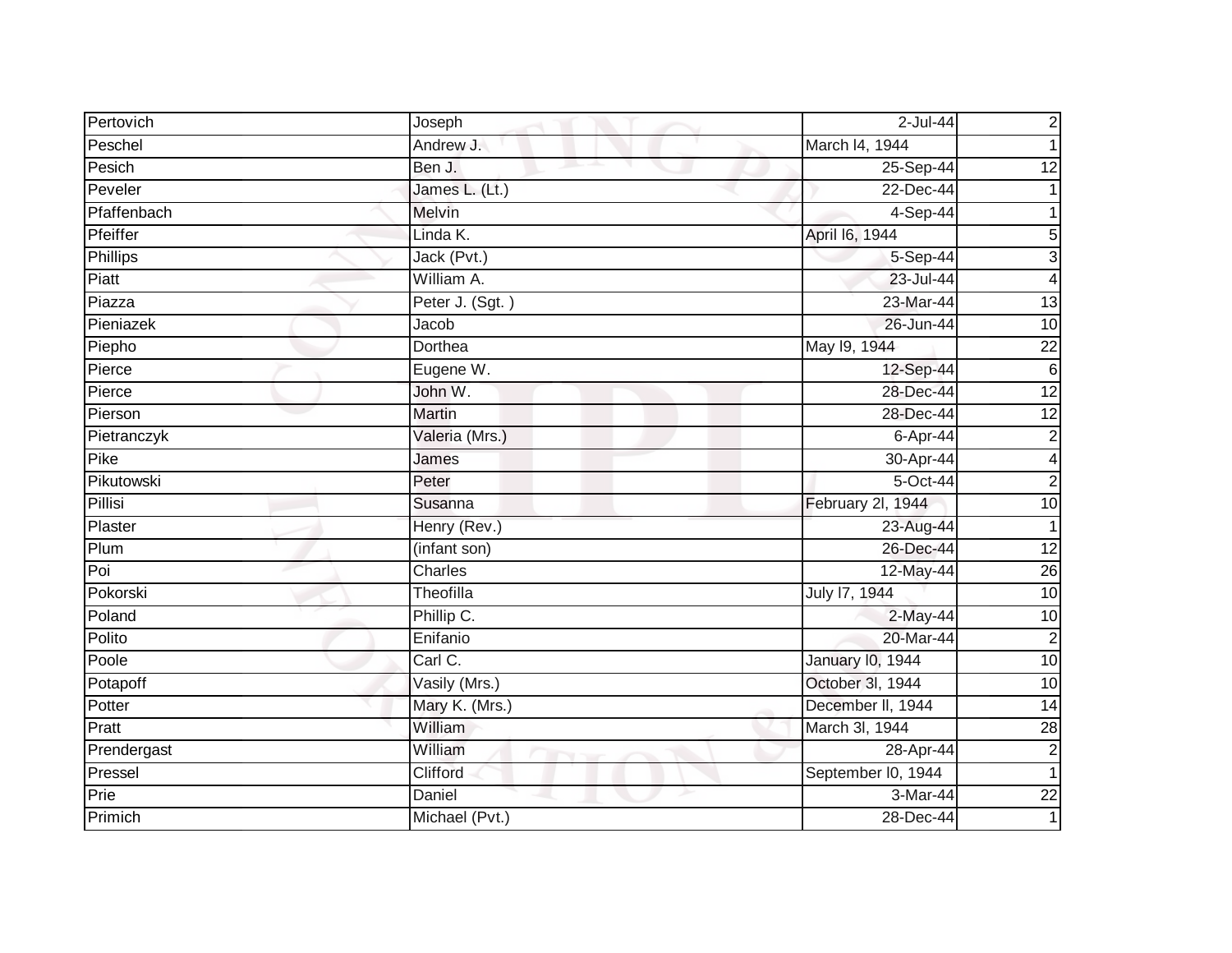| Pertovich | Joseph | 2-Jul-44 | 2 |
|---|---|---|---|
| Peschel | Andrew J. | March l4, 1944 | 1 |
| Pesich | Ben J. | 25-Sep-44 | 12 |
| Peveler | James L. (Lt.) | 22-Dec-44 | 1 |
| Pfaffenbach | Melvin | 4-Sep-44 | 1 |
| Pfeiffer | Linda K. | April l6, 1944 | 5 |
| Phillips | Jack (Pvt.) | 5-Sep-44 | 3 |
| Piatt | William A. | 23-Jul-44 | 4 |
| Piazza | Peter J. (Sgt. ) | 23-Mar-44 | 13 |
| Pieniazek | Jacob | 26-Jun-44 | 10 |
| Piepho | Dorthea | May l9, 1944 | 22 |
| Pierce | Eugene W. | 12-Sep-44 | 6 |
| Pierce | John W. | 28-Dec-44 | 12 |
| Pierson | Martin | 28-Dec-44 | 12 |
| Pietranczyk | Valeria (Mrs.) | 6-Apr-44 | 2 |
| Pike | James | 30-Apr-44 | 4 |
| Pikutowski | Peter | 5-Oct-44 | 2 |
| Pillisi | Susanna | February 2l, 1944 | 10 |
| Plaster | Henry (Rev.) | 23-Aug-44 | 1 |
| Plum | (infant son) | 26-Dec-44 | 12 |
| Poi | Charles | 12-May-44 | 26 |
| Pokorski | Theofilla | July l7, 1944 | 10 |
| Poland | Phillip C. | 2-May-44 | 10 |
| Polito | Enifanio | 20-Mar-44 | 2 |
| Poole | Carl C. | January l0, 1944 | 10 |
| Potapoff | Vasily (Mrs.) | October 3l, 1944 | 10 |
| Potter | Mary K. (Mrs.) | December ll, 1944 | 14 |
| Pratt | William | March 3l, 1944 | 28 |
| Prendergast | William | 28-Apr-44 | 2 |
| Pressel | Clifford | September l0, 1944 | 1 |
| Prie | Daniel | 3-Mar-44 | 22 |
| Primich | Michael (Pvt.) | 28-Dec-44 | 1 |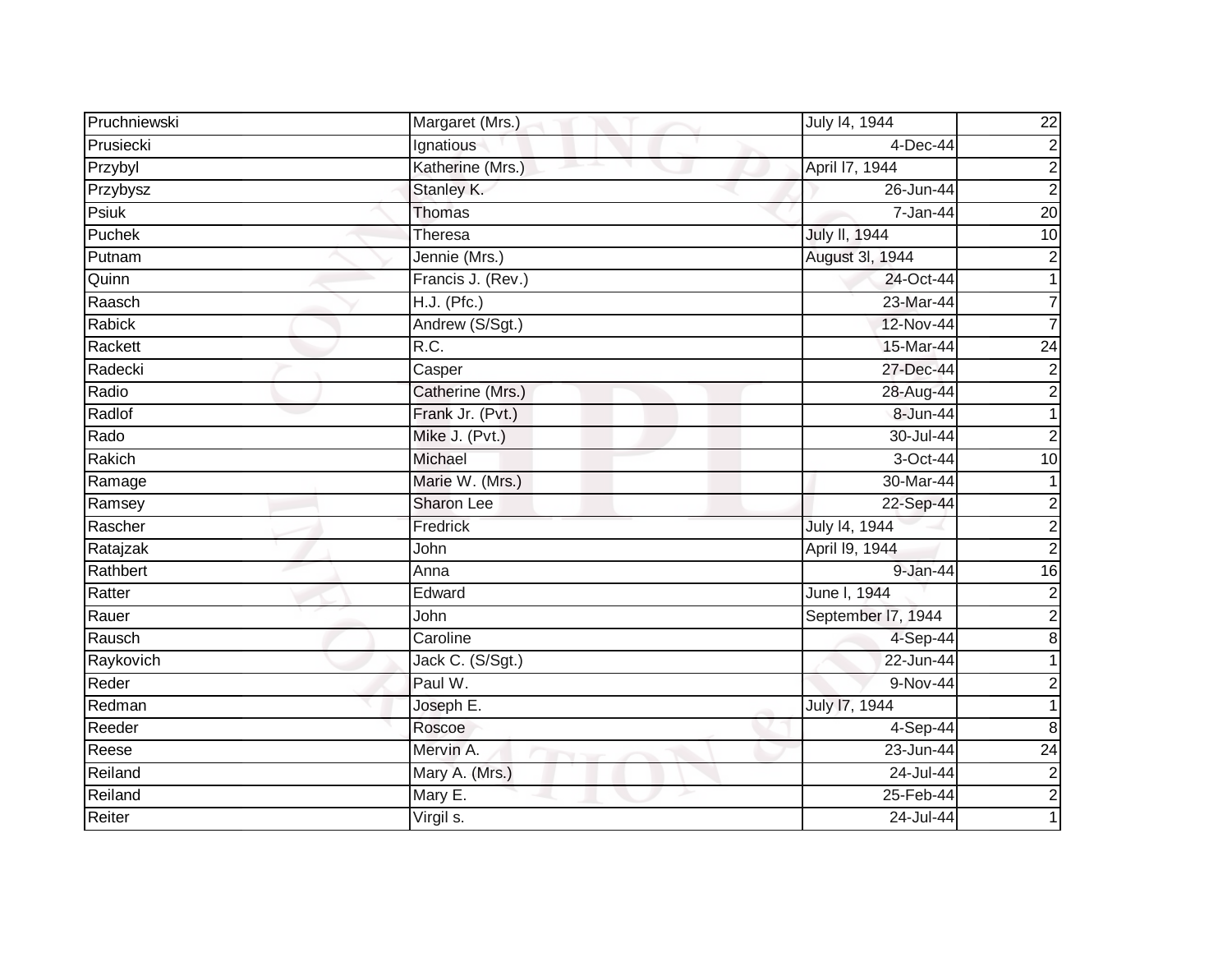| Pruchniewski | Margaret (Mrs.) | July l4, 1944 | 22 |
|---|---|---|---|
| Prusiecki | Ignatious | 4-Dec-44 | 2 |
| Przybyl | Katherine (Mrs.) | April l7, 1944 | 2 |
| Przybysz | Stanley K. | 26-Jun-44 | 2 |
| Psiuk | Thomas | 7-Jan-44 | 20 |
| Puchek | Theresa | July ll, 1944 | 10 |
| Putnam | Jennie (Mrs.) | August 3l, 1944 | 2 |
| Quinn | Francis J. (Rev.) | 24-Oct-44 | 1 |
| Raasch | H.J. (Pfc.) | 23-Mar-44 | 7 |
| Rabick | Andrew (S/Sgt.) | 12-Nov-44 | 7 |
| Rackett | R.C. | 15-Mar-44 | 24 |
| Radecki | Casper | 27-Dec-44 | 2 |
| Radio | Catherine (Mrs.) | 28-Aug-44 | 2 |
| Radlof | Frank Jr. (Pvt.) | 8-Jun-44 | 1 |
| Rado | Mike J. (Pvt.) | 30-Jul-44 | 2 |
| Rakich | Michael | 3-Oct-44 | 10 |
| Ramage | Marie W. (Mrs.) | 30-Mar-44 | 1 |
| Ramsey | Sharon Lee | 22-Sep-44 | 2 |
| Rascher | Fredrick | July l4, 1944 | 2 |
| Ratajzak | John | April l9, 1944 | 2 |
| Rathbert | Anna | 9-Jan-44 | 16 |
| Ratter | Edward | June l, 1944 | 2 |
| Rauer | John | September l7, 1944 | 2 |
| Rausch | Caroline | 4-Sep-44 | 8 |
| Raykovich | Jack C. (S/Sgt.) | 22-Jun-44 | 1 |
| Reder | Paul W. | 9-Nov-44 | 2 |
| Redman | Joseph E. | July l7, 1944 | 1 |
| Reeder | Roscoe | 4-Sep-44 | 8 |
| Reese | Mervin A. | 23-Jun-44 | 24 |
| Reiland | Mary A. (Mrs.) | 24-Jul-44 | 2 |
| Reiland | Mary E. | 25-Feb-44 | 2 |
| Reiter | Virgil s. | 24-Jul-44 | 1 |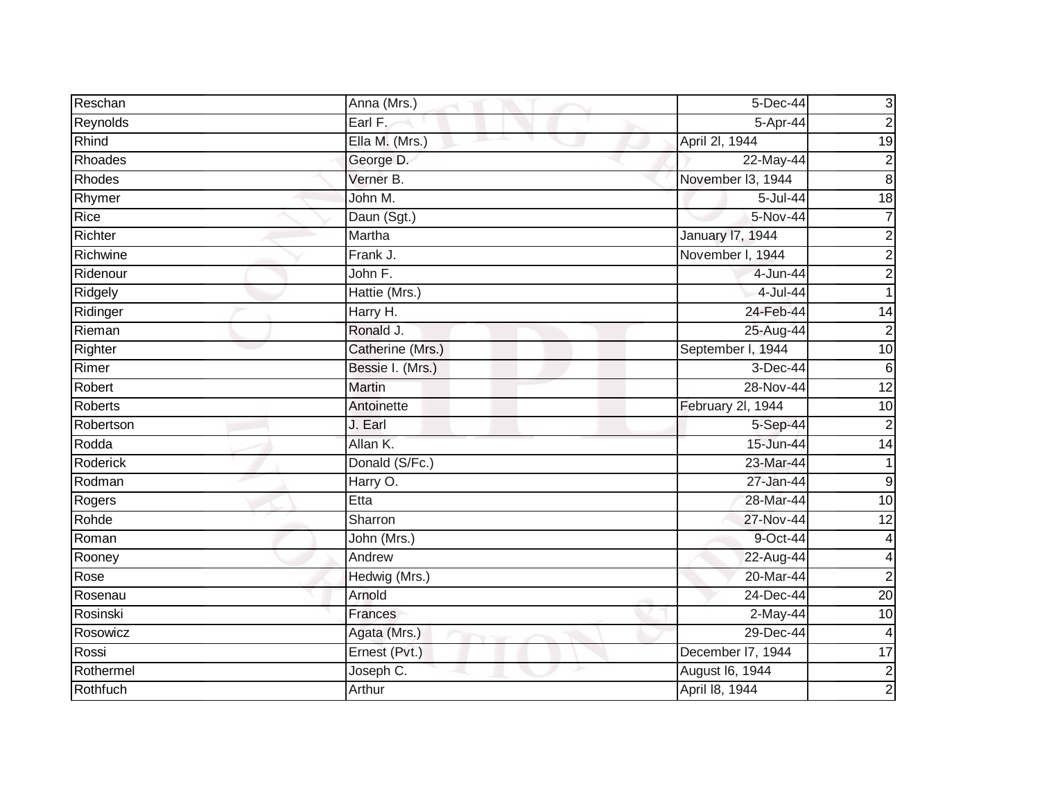| Reschan | Anna (Mrs.) | 5-Dec-44 | 3 |
|---|---|---|---|
| Reynolds | Earl F. | 5-Apr-44 | 2 |
| Rhind | Ella M. (Mrs.) | April 2l, 1944 | 19 |
| Rhoades | George D. | 22-May-44 | 2 |
| Rhodes | Verner B. | November l3, 1944 | 8 |
| Rhymer | John M. | 5-Jul-44 | 18 |
| Rice | Daun (Sgt.) | 5-Nov-44 | 7 |
| Richter | Martha | January l7, 1944 | 2 |
| Richwine | Frank J. | November l, 1944 | 2 |
| Ridenour | John F. | 4-Jun-44 | 2 |
| Ridgely | Hattie (Mrs.) | 4-Jul-44 | 1 |
| Ridinger | Harry H. | 24-Feb-44 | 14 |
| Rieman | Ronald J. | 25-Aug-44 | 2 |
| Righter | Catherine (Mrs.) | September l, 1944 | 10 |
| Rimer | Bessie I. (Mrs.) | 3-Dec-44 | 6 |
| Robert | Martin | 28-Nov-44 | 12 |
| Roberts | Antoinette | February 2l, 1944 | 10 |
| Robertson | J. Earl | 5-Sep-44 | 2 |
| Rodda | Allan K. | 15-Jun-44 | 14 |
| Roderick | Donald (S/Fc.) | 23-Mar-44 | 1 |
| Rodman | Harry O. | 27-Jan-44 | 9 |
| Rogers | Etta | 28-Mar-44 | 10 |
| Rohde | Sharron | 27-Nov-44 | 12 |
| Roman | John (Mrs.) | 9-Oct-44 | 4 |
| Rooney | Andrew | 22-Aug-44 | 4 |
| Rose | Hedwig (Mrs.) | 20-Mar-44 | 2 |
| Rosenau | Arnold | 24-Dec-44 | 20 |
| Rosinski | Frances | 2-May-44 | 10 |
| Rosowicz | Agata (Mrs.) | 29-Dec-44 | 4 |
| Rossi | Ernest (Pvt.) | December l7, 1944 | 17 |
| Rothermel | Joseph C. | August l6, 1944 | 2 |
| Rothfuch | Arthur | April l8, 1944 | 2 |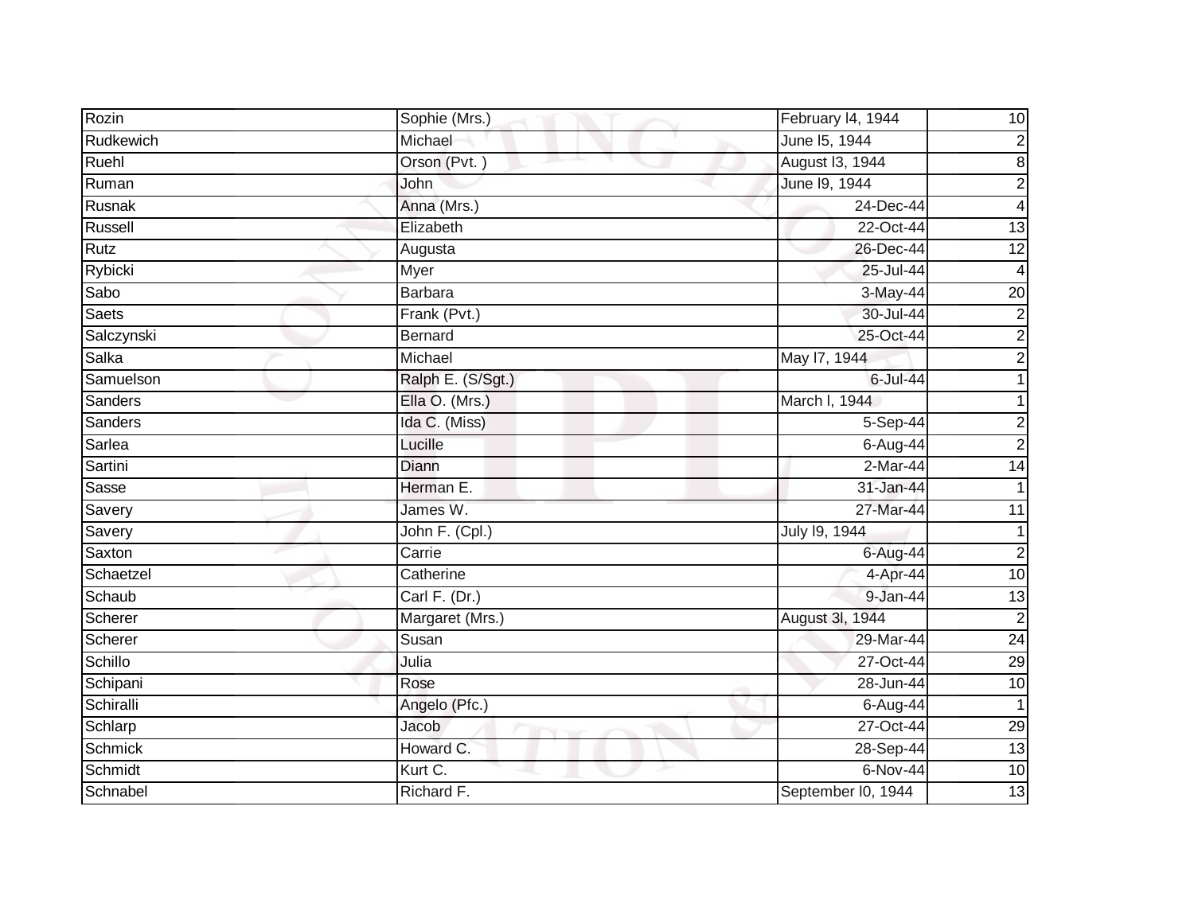| Rozin | Sophie (Mrs.) | February l4, 1944 | 10 |
|---|---|---|---|
| Rudkewich | Michael | June l5, 1944 | 2 |
| Ruehl | Orson (Pvt. ) | August l3, 1944 | 8 |
| Ruman | John | June l9, 1944 | 2 |
| Rusnak | Anna (Mrs.) | 24-Dec-44 | 4 |
| Russell | Elizabeth | 22-Oct-44 | 13 |
| Rutz | Augusta | 26-Dec-44 | 12 |
| Rybicki | Myer | 25-Jul-44 | 4 |
| Sabo | Barbara | 3-May-44 | 20 |
| Saets | Frank (Pvt.) | 30-Jul-44 | 2 |
| Salczynski | Bernard | 25-Oct-44 | 2 |
| Salka | Michael | May l7, 1944 | 2 |
| Samuelson | Ralph E. (S/Sgt.) | 6-Jul-44 | 1 |
| Sanders | Ella O. (Mrs.) | March l, 1944 | 1 |
| Sanders | Ida C. (Miss) | 5-Sep-44 | 2 |
| Sarlea | Lucille | 6-Aug-44 | 2 |
| Sartini | Diann | 2-Mar-44 | 14 |
| Sasse | Herman E. | 31-Jan-44 | 1 |
| Savery | James W. | 27-Mar-44 | 11 |
| Savery | John F. (Cpl.) | July l9, 1944 | 1 |
| Saxton | Carrie | 6-Aug-44 | 2 |
| Schaetzel | Catherine | 4-Apr-44 | 10 |
| Schaub | Carl F. (Dr.) | 9-Jan-44 | 13 |
| Scherer | Margaret (Mrs.) | August 3l, 1944 | 2 |
| Scherer | Susan | 29-Mar-44 | 24 |
| Schillo | Julia | 27-Oct-44 | 29 |
| Schipani | Rose | 28-Jun-44 | 10 |
| Schiralli | Angelo (Pfc.) | 6-Aug-44 | 1 |
| Schlarp | Jacob | 27-Oct-44 | 29 |
| Schmick | Howard C. | 28-Sep-44 | 13 |
| Schmidt | Kurt C. | 6-Nov-44 | 10 |
| Schnabel | Richard F. | September l0, 1944 | 13 |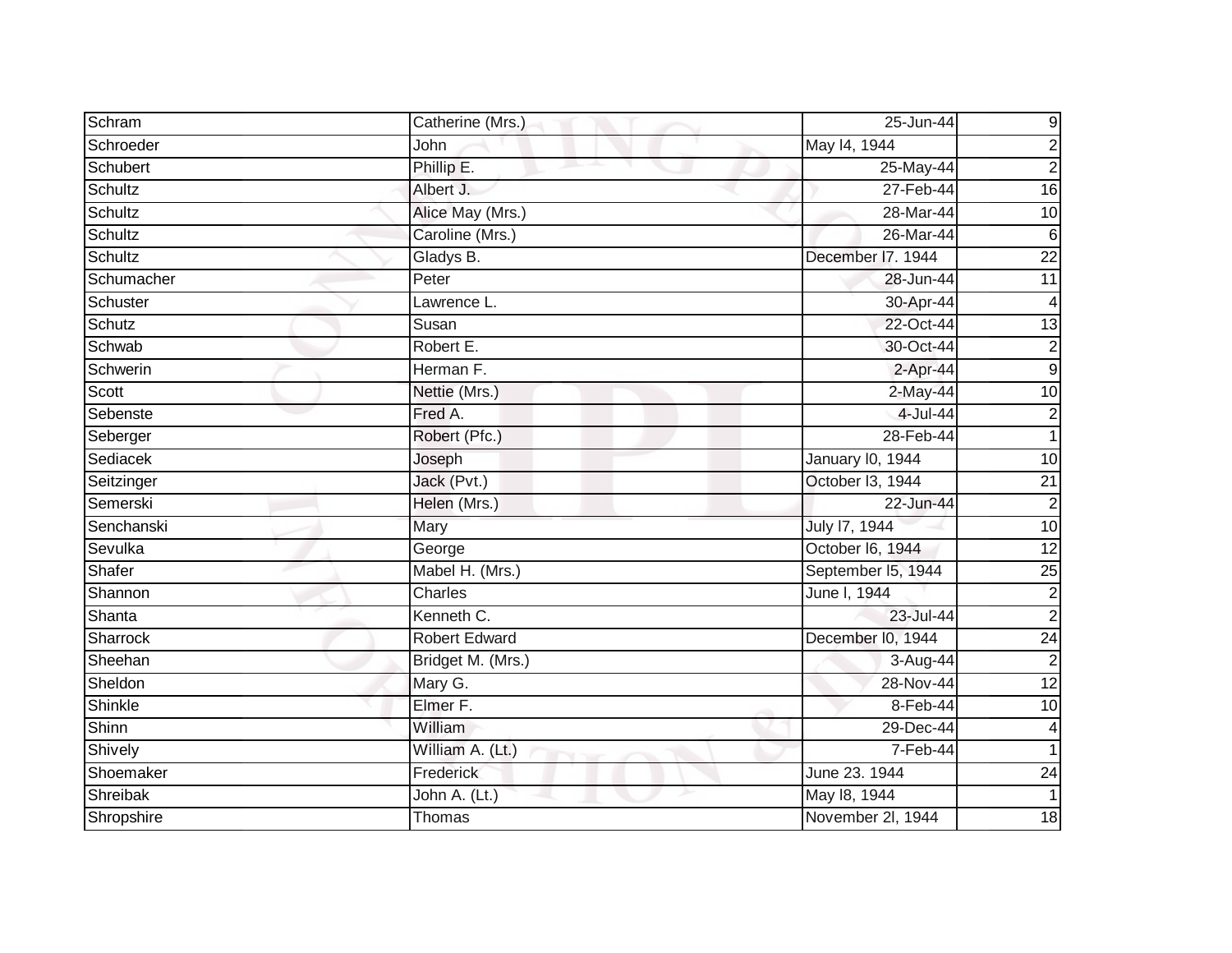| | | | |
|---|---|---|---|
| Schram | Catherine (Mrs.) | 25-Jun-44 | 9 |
| Schroeder | John | May l4, 1944 | 2 |
| Schubert | Phillip E. | 25-May-44 | 2 |
| Schultz | Albert J. | 27-Feb-44 | 16 |
| Schultz | Alice May (Mrs.) | 28-Mar-44 | 10 |
| Schultz | Caroline (Mrs.) | 26-Mar-44 | 6 |
| Schultz | Gladys B. | December l7. 1944 | 22 |
| Schumacher | Peter | 28-Jun-44 | 11 |
| Schuster | Lawrence L. | 30-Apr-44 | 4 |
| Schutz | Susan | 22-Oct-44 | 13 |
| Schwab | Robert E. | 30-Oct-44 | 2 |
| Schwerin | Herman F. | 2-Apr-44 | 9 |
| Scott | Nettie (Mrs.) | 2-May-44 | 10 |
| Sebenste | Fred A. | 4-Jul-44 | 2 |
| Seberger | Robert (Pfc.) | 28-Feb-44 | 1 |
| Sediacek | Joseph | January l0, 1944 | 10 |
| Seitzinger | Jack (Pvt.) | October l3, 1944 | 21 |
| Semerski | Helen (Mrs.) | 22-Jun-44 | 2 |
| Senchanski | Mary | July l7, 1944 | 10 |
| Sevulka | George | October l6, 1944 | 12 |
| Shafer | Mabel H. (Mrs.) | September l5, 1944 | 25 |
| Shannon | Charles | June l, 1944 | 2 |
| Shanta | Kenneth C. | 23-Jul-44 | 2 |
| Sharrock | Robert Edward | December l0, 1944 | 24 |
| Sheehan | Bridget M. (Mrs.) | 3-Aug-44 | 2 |
| Sheldon | Mary G. | 28-Nov-44 | 12 |
| Shinkle | Elmer F. | 8-Feb-44 | 10 |
| Shinn | William | 29-Dec-44 | 4 |
| Shively | William A. (Lt.) | 7-Feb-44 | 1 |
| Shoemaker | Frederick | June 23. 1944 | 24 |
| Shreibak | John A. (Lt.) | May l8, 1944 | 1 |
| Shropshire | Thomas | November 2l, 1944 | 18 |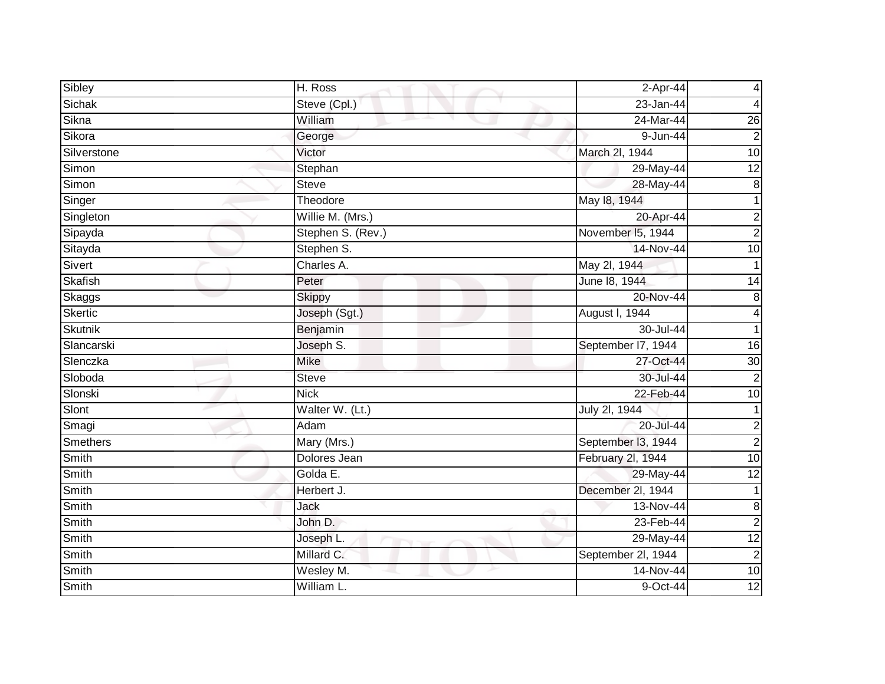| Sibley | H. Ross | 2-Apr-44 | 4 |
|---|---|---|---|
| Sichak | Steve (Cpl.) | 23-Jan-44 | 4 |
| Sikna | William | 24-Mar-44 | 26 |
| Sikora | George | 9-Jun-44 | 2 |
| Silverstone | Victor | March 2l, 1944 | 10 |
| Simon | Stephan | 29-May-44 | 12 |
| Simon | Steve | 28-May-44 | 8 |
| Singer | Theodore | May l8, 1944 | 1 |
| Singleton | Willie M. (Mrs.) | 20-Apr-44 | 2 |
| Sipayda | Stephen S. (Rev.) | November l5, 1944 | 2 |
| Sitayda | Stephen S. | 14-Nov-44 | 10 |
| Sivert | Charles A. | May 2l, 1944 | 1 |
| Skafish | Peter | June l8, 1944 | 14 |
| Skaggs | Skippy | 20-Nov-44 | 8 |
| Skertic | Joseph (Sgt.) | August l, 1944 | 4 |
| Skutnik | Benjamin | 30-Jul-44 | 1 |
| Slancarski | Joseph S. | September l7, 1944 | 16 |
| Slenczka | Mike | 27-Oct-44 | 30 |
| Sloboda | Steve | 30-Jul-44 | 2 |
| Slonski | Nick | 22-Feb-44 | 10 |
| Slont | Walter W. (Lt.) | July 2l, 1944 | 1 |
| Smagi | Adam | 20-Jul-44 | 2 |
| Smethers | Mary (Mrs.) | September l3, 1944 | 2 |
| Smith | Dolores Jean | February 2l, 1944 | 10 |
| Smith | Golda E. | 29-May-44 | 12 |
| Smith | Herbert J. | December 2l, 1944 | 1 |
| Smith | Jack | 13-Nov-44 | 8 |
| Smith | John D. | 23-Feb-44 | 2 |
| Smith | Joseph L. | 29-May-44 | 12 |
| Smith | Millard C. | September 2l, 1944 | 2 |
| Smith | Wesley M. | 14-Nov-44 | 10 |
| Smith | William L. | 9-Oct-44 | 12 |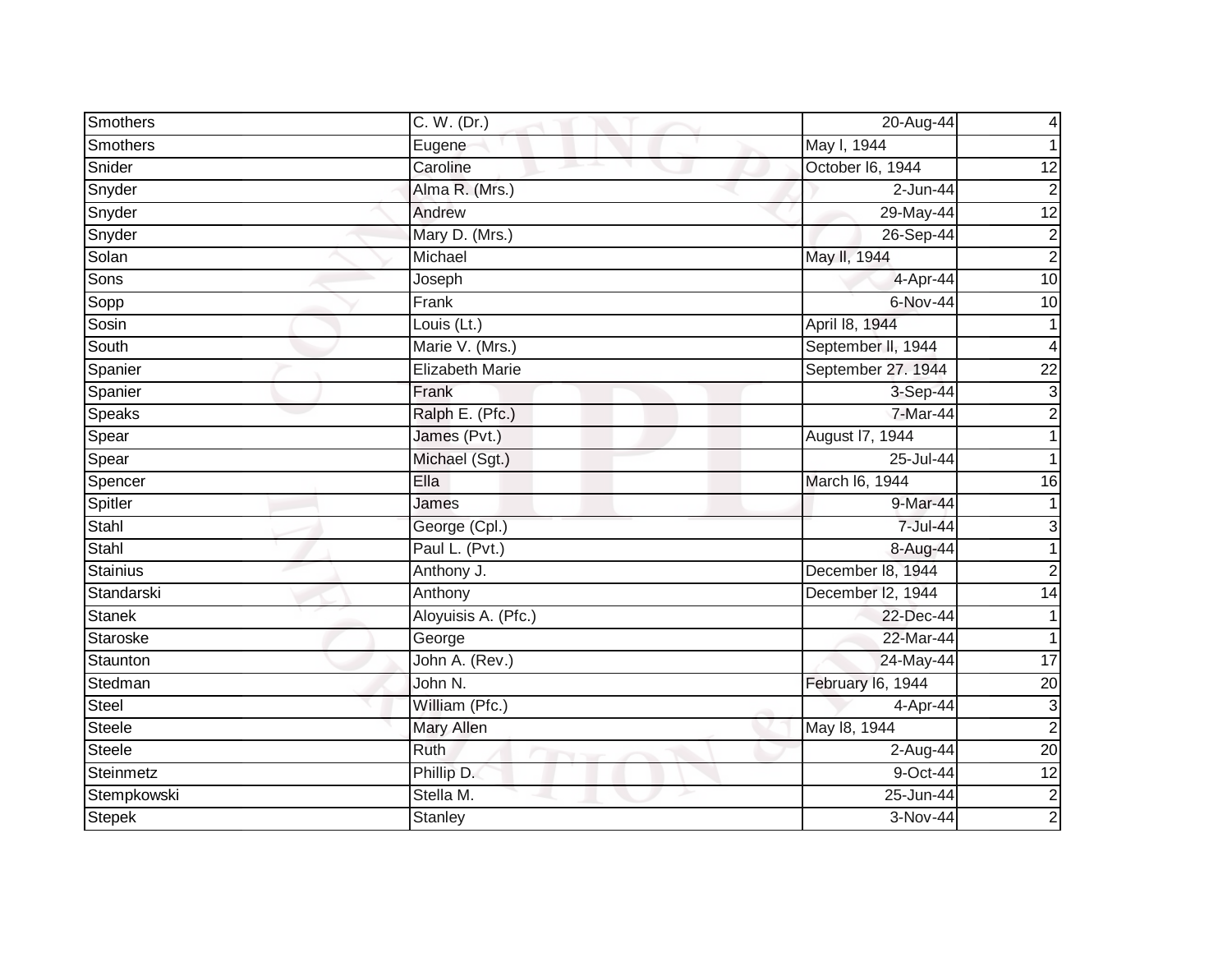| Smothers | C. W. (Dr.) | 20-Aug-44 | 4 |
|---|---|---|---|
| Smothers | Eugene | May l, 1944 | 1 |
| Snider | Caroline | October l6, 1944 | 12 |
| Snyder | Alma R. (Mrs.) | 2-Jun-44 | 2 |
| Snyder | Andrew | 29-May-44 | 12 |
| Snyder | Mary D. (Mrs.) | 26-Sep-44 | 2 |
| Solan | Michael | May ll, 1944 | 2 |
| Sons | Joseph | 4-Apr-44 | 10 |
| Sopp | Frank | 6-Nov-44 | 10 |
| Sosin | Louis (Lt.) | April l8, 1944 | 1 |
| South | Marie V. (Mrs.) | September ll, 1944 | 4 |
| Spanier | Elizabeth Marie | September 27. 1944 | 22 |
| Spanier | Frank | 3-Sep-44 | 3 |
| Speaks | Ralph E. (Pfc.) | 7-Mar-44 | 2 |
| Spear | James (Pvt.) | August l7, 1944 | 1 |
| Spear | Michael (Sgt.) | 25-Jul-44 | 1 |
| Spencer | Ella | March l6, 1944 | 16 |
| Spitler | James | 9-Mar-44 | 1 |
| Stahl | George (Cpl.) | 7-Jul-44 | 3 |
| Stahl | Paul L. (Pvt.) | 8-Aug-44 | 1 |
| Stainius | Anthony J. | December l8, 1944 | 2 |
| Standarski | Anthony | December l2, 1944 | 14 |
| Stanek | Aloyuisis A. (Pfc.) | 22-Dec-44 | 1 |
| Staroske | George | 22-Mar-44 | 1 |
| Staunton | John A. (Rev.) | 24-May-44 | 17 |
| Stedman | John N. | February l6, 1944 | 20 |
| Steel | William (Pfc.) | 4-Apr-44 | 3 |
| Steele | Mary Allen | May l8, 1944 | 2 |
| Steele | Ruth | 2-Aug-44 | 20 |
| Steinmetz | Phillip D. | 9-Oct-44 | 12 |
| Stempkowski | Stella M. | 25-Jun-44 | 2 |
| Stepek | Stanley | 3-Nov-44 | 2 |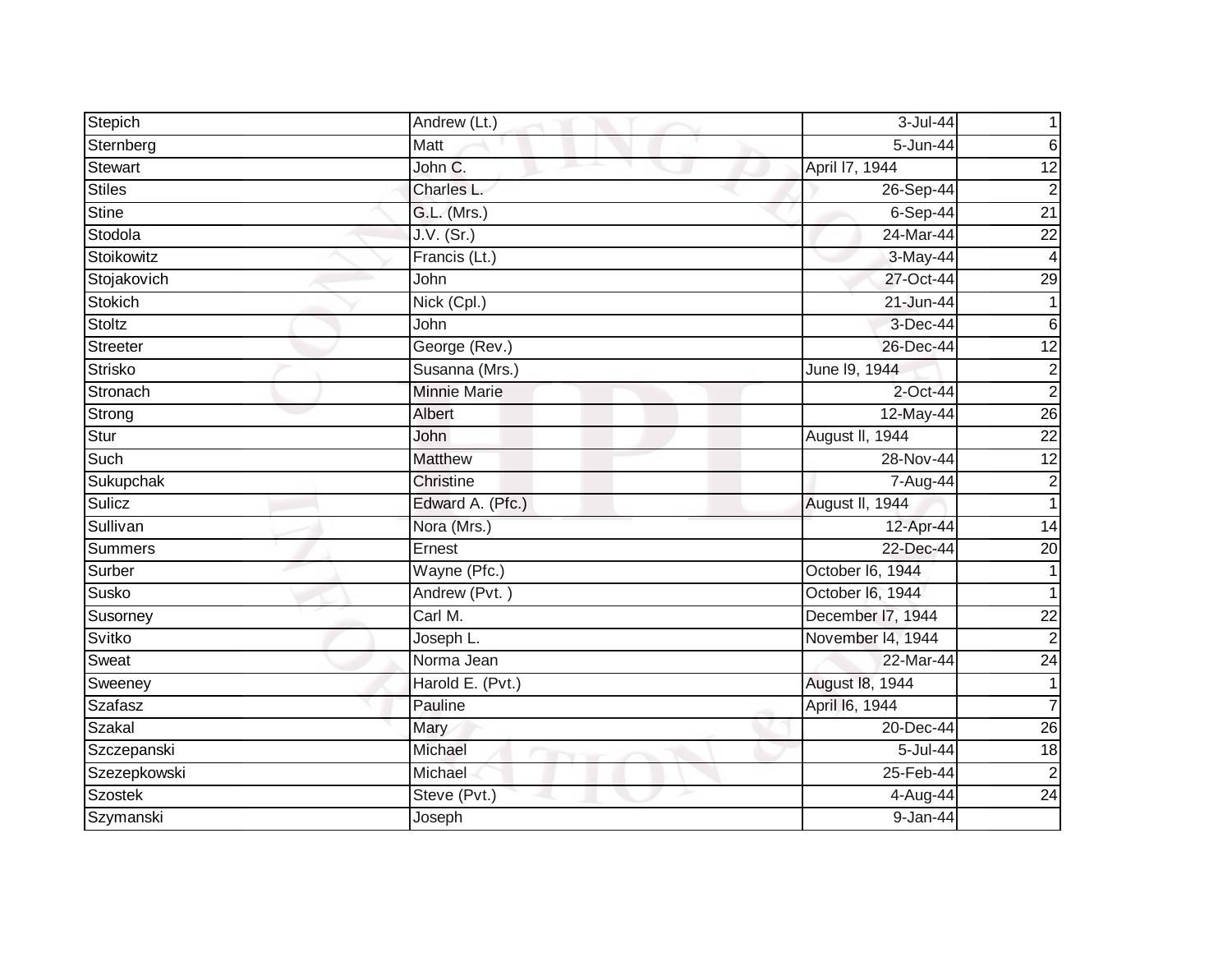| | | | |
|---|---|---|---|
| Stepich | Andrew (Lt.) | 3-Jul-44 | 1 |
| Sternberg | Matt | 5-Jun-44 | 6 |
| Stewart | John C. | April l7, 1944 | 12 |
| Stiles | Charles L. | 26-Sep-44 | 2 |
| Stine | G.L. (Mrs.) | 6-Sep-44 | 21 |
| Stodola | J.V. (Sr.) | 24-Mar-44 | 22 |
| Stoikowitz | Francis (Lt.) | 3-May-44 | 4 |
| Stojakovich | John | 27-Oct-44 | 29 |
| Stokich | Nick (Cpl.) | 21-Jun-44 | 1 |
| Stoltz | John | 3-Dec-44 | 6 |
| Streeter | George (Rev.) | 26-Dec-44 | 12 |
| Strisko | Susanna (Mrs.) | June l9, 1944 | 2 |
| Stronach | Minnie Marie | 2-Oct-44 | 2 |
| Strong | Albert | 12-May-44 | 26 |
| Stur | John | August ll, 1944 | 22 |
| Such | Matthew | 28-Nov-44 | 12 |
| Sukupchak | Christine | 7-Aug-44 | 2 |
| Sulicz | Edward A. (Pfc.) | August ll, 1944 | 1 |
| Sullivan | Nora (Mrs.) | 12-Apr-44 | 14 |
| Summers | Ernest | 22-Dec-44 | 20 |
| Surber | Wayne (Pfc.) | October l6, 1944 | 1 |
| Susko | Andrew (Pvt. ) | October l6, 1944 | 1 |
| Susorney | Carl M. | December l7, 1944 | 22 |
| Svitko | Joseph L. | November l4, 1944 | 2 |
| Sweat | Norma Jean | 22-Mar-44 | 24 |
| Sweeney | Harold E. (Pvt.) | August l8, 1944 | 1 |
| Szafasz | Pauline | April l6, 1944 | 7 |
| Szakal | Mary | 20-Dec-44 | 26 |
| Szczepanski | Michael | 5-Jul-44 | 18 |
| Szezepkowski | Michael | 25-Feb-44 | 2 |
| Szostek | Steve (Pvt.) | 4-Aug-44 | 24 |
| Szymanski | Joseph | 9-Jan-44 | |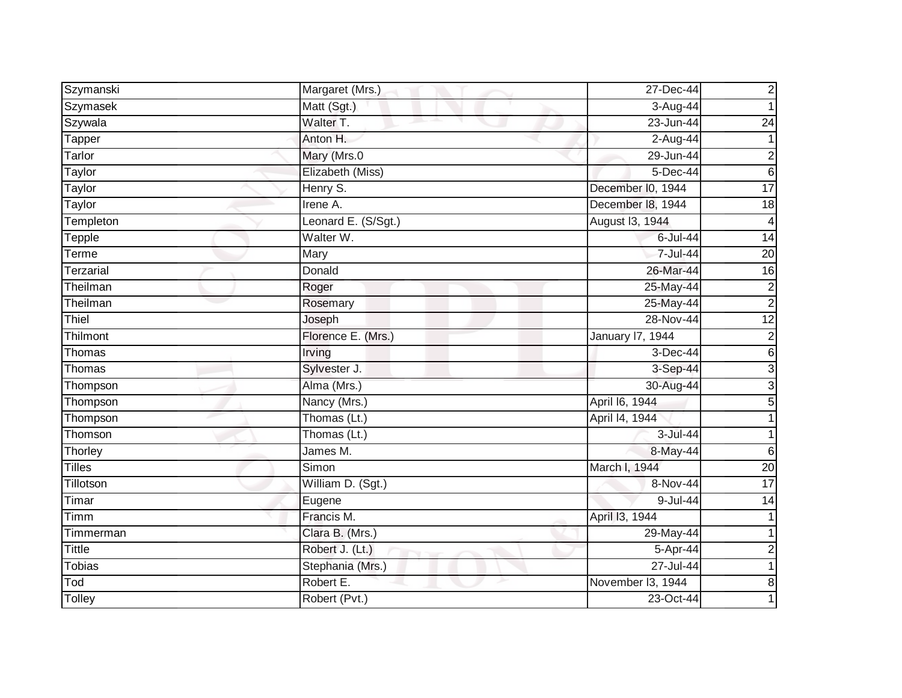| Szymanski | Margaret (Mrs.) | 27-Dec-44 | 2 |
|---|---|---|---|
| Szymasek | Matt (Sgt.) | 3-Aug-44 | 1 |
| Szywala | Walter T. | 23-Jun-44 | 24 |
| Tapper | Anton H. | 2-Aug-44 | 1 |
| Tarlor | Mary (Mrs.0 | 29-Jun-44 | 2 |
| Taylor | Elizabeth (Miss) | 5-Dec-44 | 6 |
| Taylor | Henry S. | December l0, 1944 | 17 |
| Taylor | Irene A. | December l8, 1944 | 18 |
| Templeton | Leonard E. (S/Sgt.) | August l3, 1944 | 4 |
| Tepple | Walter W. | 6-Jul-44 | 14 |
| Terme | Mary | 7-Jul-44 | 20 |
| Terzarial | Donald | 26-Mar-44 | 16 |
| Theilman | Roger | 25-May-44 | 2 |
| Theilman | Rosemary | 25-May-44 | 2 |
| Thiel | Joseph | 28-Nov-44 | 12 |
| Thilmont | Florence E. (Mrs.) | January l7, 1944 | 2 |
| Thomas | Irving | 3-Dec-44 | 6 |
| Thomas | Sylvester J. | 3-Sep-44 | 3 |
| Thompson | Alma (Mrs.) | 30-Aug-44 | 3 |
| Thompson | Nancy (Mrs.) | April l6, 1944 | 5 |
| Thompson | Thomas (Lt.) | April l4, 1944 | 1 |
| Thomson | Thomas (Lt.) | 3-Jul-44 | 1 |
| Thorley | James M. | 8-May-44 | 6 |
| Tilles | Simon | March l, 1944 | 20 |
| Tillotson | William D. (Sgt.) | 8-Nov-44 | 17 |
| Timar | Eugene | 9-Jul-44 | 14 |
| Timm | Francis M. | April l3, 1944 | 1 |
| Timmerman | Clara B. (Mrs.) | 29-May-44 | 1 |
| Tittle | Robert J. (Lt.) | 5-Apr-44 | 2 |
| Tobias | Stephania (Mrs.) | 27-Jul-44 | 1 |
| Tod | Robert E. | November l3, 1944 | 8 |
| Tolley | Robert (Pvt.) | 23-Oct-44 | 1 |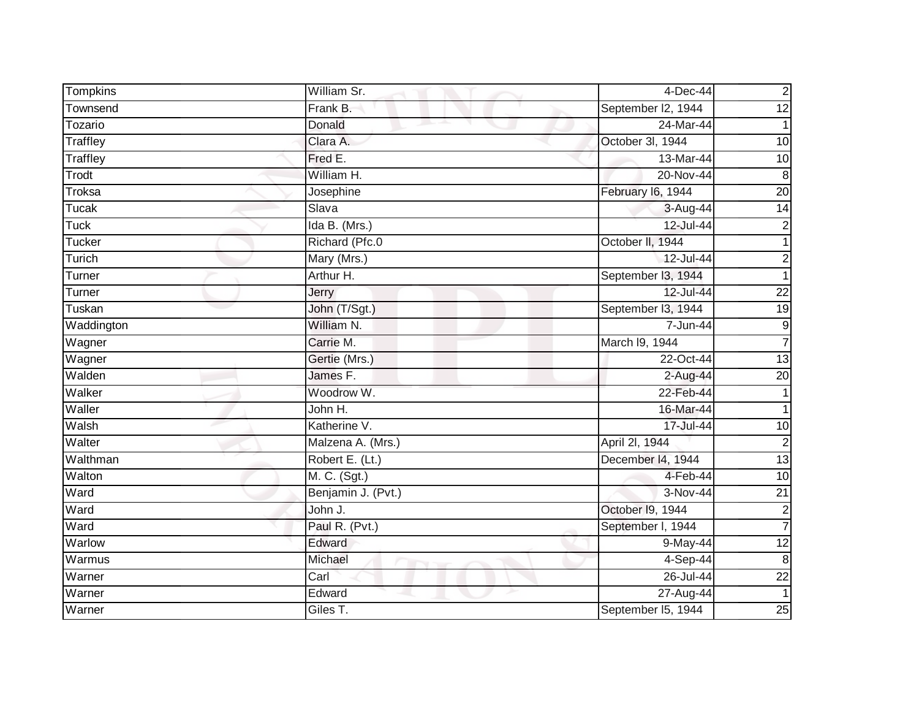| Tompkins | William Sr. | 4-Dec-44 | 2 |
|---|---|---|---|
| Townsend | Frank B. | September l2, 1944 | 12 |
| Tozario | Donald | 24-Mar-44 | 1 |
| Traffley | Clara A. | October 3l, 1944 | 10 |
| Traffley | Fred E. | 13-Mar-44 | 10 |
| Trodt | William H. | 20-Nov-44 | 8 |
| Troksa | Josephine | February l6, 1944 | 20 |
| Tucak | Slava | 3-Aug-44 | 14 |
| Tuck | Ida B. (Mrs.) | 12-Jul-44 | 2 |
| Tucker | Richard (Pfc.0 | October ll, 1944 | 1 |
| Turich | Mary (Mrs.) | 12-Jul-44 | 2 |
| Turner | Arthur H. | September l3, 1944 | 1 |
| Turner | Jerry | 12-Jul-44 | 22 |
| Tuskan | John (T/Sgt.) | September l3, 1944 | 19 |
| Waddington | William N. | 7-Jun-44 | 9 |
| Wagner | Carrie M. | March l9, 1944 | 7 |
| Wagner | Gertie (Mrs.) | 22-Oct-44 | 13 |
| Walden | James F. | 2-Aug-44 | 20 |
| Walker | Woodrow W. | 22-Feb-44 | 1 |
| Waller | John H. | 16-Mar-44 | 1 |
| Walsh | Katherine V. | 17-Jul-44 | 10 |
| Walter | Malzena A. (Mrs.) | April 2l, 1944 | 2 |
| Walthman | Robert E. (Lt.) | December l4, 1944 | 13 |
| Walton | M. C. (Sgt.) | 4-Feb-44 | 10 |
| Ward | Benjamin J. (Pvt.) | 3-Nov-44 | 21 |
| Ward | John J. | October l9, 1944 | 2 |
| Ward | Paul R. (Pvt.) | September l, 1944 | 7 |
| Warlow | Edward | 9-May-44 | 12 |
| Warmus | Michael | 4-Sep-44 | 8 |
| Warner | Carl | 26-Jul-44 | 22 |
| Warner | Edward | 27-Aug-44 | 1 |
| Warner | Giles T. | September l5, 1944 | 25 |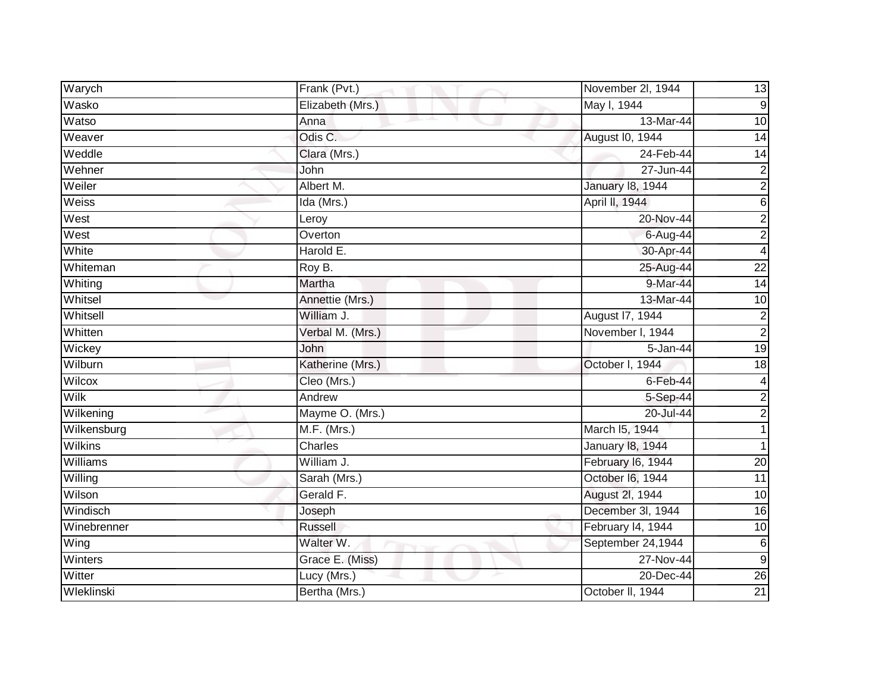| Warych | Frank (Pvt.) | November 2l, 1944 | 13 |
|---|---|---|---|
| Wasko | Elizabeth (Mrs.) | May l, 1944 | 9 |
| Watso | Anna | 13-Mar-44 | 10 |
| Weaver | Odis C. | August l0, 1944 | 14 |
| Weddle | Clara (Mrs.) | 24-Feb-44 | 14 |
| Wehner | John | 27-Jun-44 | 2 |
| Weiler | Albert M. | January l8, 1944 | 2 |
| Weiss | Ida (Mrs.) | April ll, 1944 | 6 |
| West | Leroy | 20-Nov-44 | 2 |
| West | Overton | 6-Aug-44 | 2 |
| White | Harold E. | 30-Apr-44 | 4 |
| Whiteman | Roy B. | 25-Aug-44 | 22 |
| Whiting | Martha | 9-Mar-44 | 14 |
| Whitsel | Annettie (Mrs.) | 13-Mar-44 | 10 |
| Whitsell | William J. | August l7, 1944 | 2 |
| Whitten | Verbal M. (Mrs.) | November l, 1944 | 2 |
| Wickey | John | 5-Jan-44 | 19 |
| Wilburn | Katherine (Mrs.) | October l, 1944 | 18 |
| Wilcox | Cleo (Mrs.) | 6-Feb-44 | 4 |
| Wilk | Andrew | 5-Sep-44 | 2 |
| Wilkening | Mayme O. (Mrs.) | 20-Jul-44 | 2 |
| Wilkensburg | M.F. (Mrs.) | March l5, 1944 | 1 |
| Wilkins | Charles | January l8, 1944 | 1 |
| Williams | William J. | February l6, 1944 | 20 |
| Willing | Sarah (Mrs.) | October l6, 1944 | 11 |
| Wilson | Gerald F. | August 2l, 1944 | 10 |
| Windisch | Joseph | December 3l, 1944 | 16 |
| Winebrenner | Russell | February l4, 1944 | 10 |
| Wing | Walter W. | September 24,1944 | 6 |
| Winters | Grace E. (Miss) | 27-Nov-44 | 9 |
| Witter | Lucy (Mrs.) | 20-Dec-44 | 26 |
| Wleklinski | Bertha (Mrs.) | October ll, 1944 | 21 |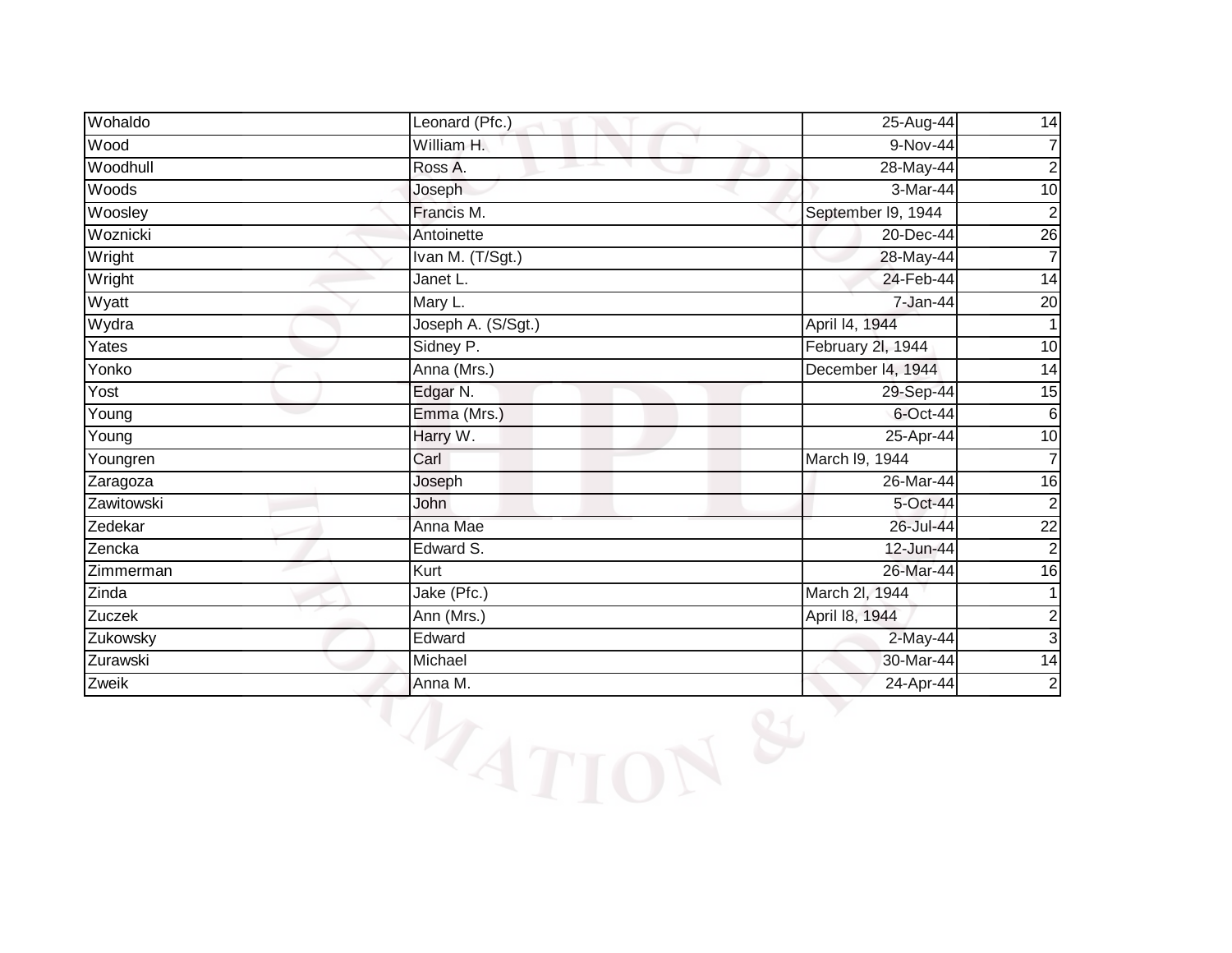| | | | |
|---|---|---|---|
| Wohaldo | Leonard (Pfc.) | 25-Aug-44 | 14 |
| Wood | William H. | 9-Nov-44 | 7 |
| Woodhull | Ross A. | 28-May-44 | 2 |
| Woods | Joseph | 3-Mar-44 | 10 |
| Woosley | Francis M. | September l9, 1944 | 2 |
| Woznicki | Antoinette | 20-Dec-44 | 26 |
| Wright | Ivan M. (T/Sgt.) | 28-May-44 | 7 |
| Wright | Janet L. | 24-Feb-44 | 14 |
| Wyatt | Mary L. | 7-Jan-44 | 20 |
| Wydra | Joseph A. (S/Sgt.) | April l4, 1944 | 1 |
| Yates | Sidney P. | February 2l, 1944 | 10 |
| Yonko | Anna (Mrs.) | December l4, 1944 | 14 |
| Yost | Edgar N. | 29-Sep-44 | 15 |
| Young | Emma (Mrs.) | 6-Oct-44 | 6 |
| Young | Harry W. | 25-Apr-44 | 10 |
| Youngren | Carl | March l9, 1944 | 7 |
| Zaragoza | Joseph | 26-Mar-44 | 16 |
| Zawitowski | John | 5-Oct-44 | 2 |
| Zedekar | Anna Mae | 26-Jul-44 | 22 |
| Zencka | Edward S. | 12-Jun-44 | 2 |
| Zimmerman | Kurt | 26-Mar-44 | 16 |
| Zinda | Jake (Pfc.) | March 2l, 1944 | 1 |
| Zuczek | Ann (Mrs.) | April l8, 1944 | 2 |
| Zukowsky | Edward | 2-May-44 | 3 |
| Zurawski | Michael | 30-Mar-44 | 14 |
| Zweik | Anna M. | 24-Apr-44 | 2 |